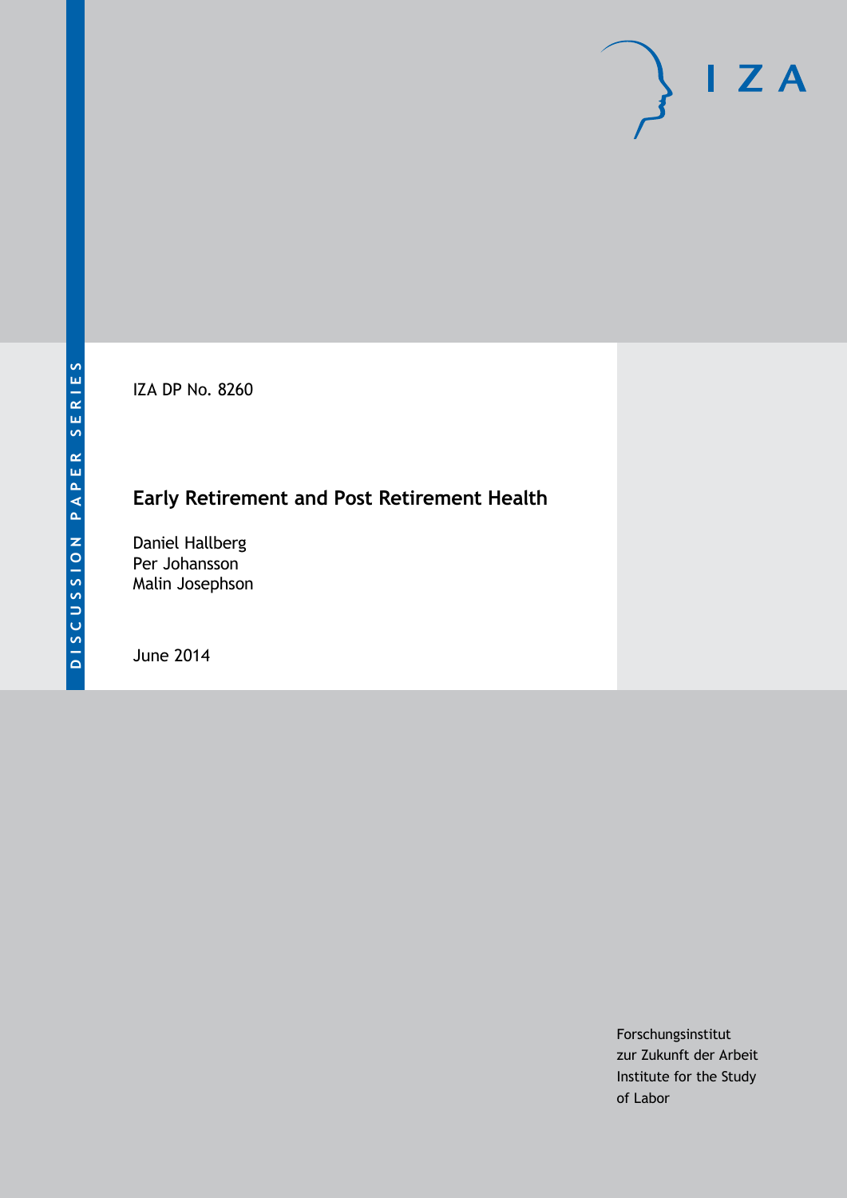DISCUSSION PAPER SERIES

IZA DP No. 8260

# Early Retirement and Post Retirement Health

Daniel Hallberg
Per Johansson
Malin Josephson

June 2014

Forschungsinstitut
zur Zukunft der Arbeit
Institute for the Study
of Labor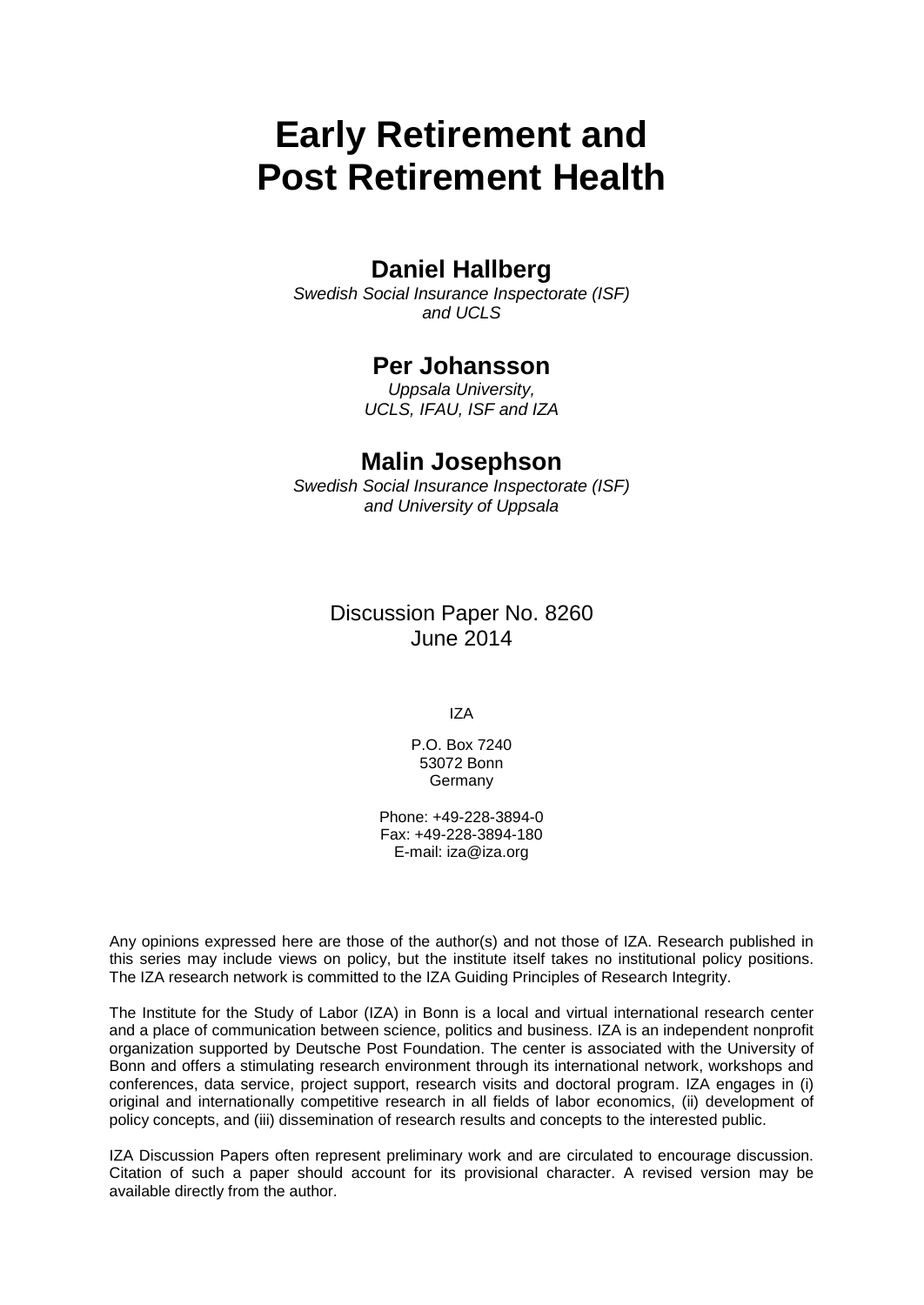# Early Retirement and Post Retirement Health

## Daniel Hallberg

*Swedish Social Insurance Inspectorate (ISF) and UCLS*

## Per Johansson

*Uppsala University, UCLS, IFAU, ISF and IZA*

## Malin Josephson

*Swedish Social Insurance Inspectorate (ISF) and University of Uppsala*

Discussion Paper No. 8260
June 2014

IZA

P.O. Box 7240
53072 Bonn
Germany

Phone: +49-228-3894-0
Fax: +49-228-3894-180
E-mail: iza@iza.org

Any opinions expressed here are those of the author(s) and not those of IZA. Research published in this series may include views on policy, but the institute itself takes no institutional policy positions. The IZA research network is committed to the IZA Guiding Principles of Research Integrity.

The Institute for the Study of Labor (IZA) in Bonn is a local and virtual international research center and a place of communication between science, politics and business. IZA is an independent nonprofit organization supported by Deutsche Post Foundation. The center is associated with the University of Bonn and offers a stimulating research environment through its international network, workshops and conferences, data service, project support, research visits and doctoral program. IZA engages in (i) original and internationally competitive research in all fields of labor economics, (ii) development of policy concepts, and (iii) dissemination of research results and concepts to the interested public.

IZA Discussion Papers often represent preliminary work and are circulated to encourage discussion. Citation of such a paper should account for its provisional character. A revised version may be available directly from the author.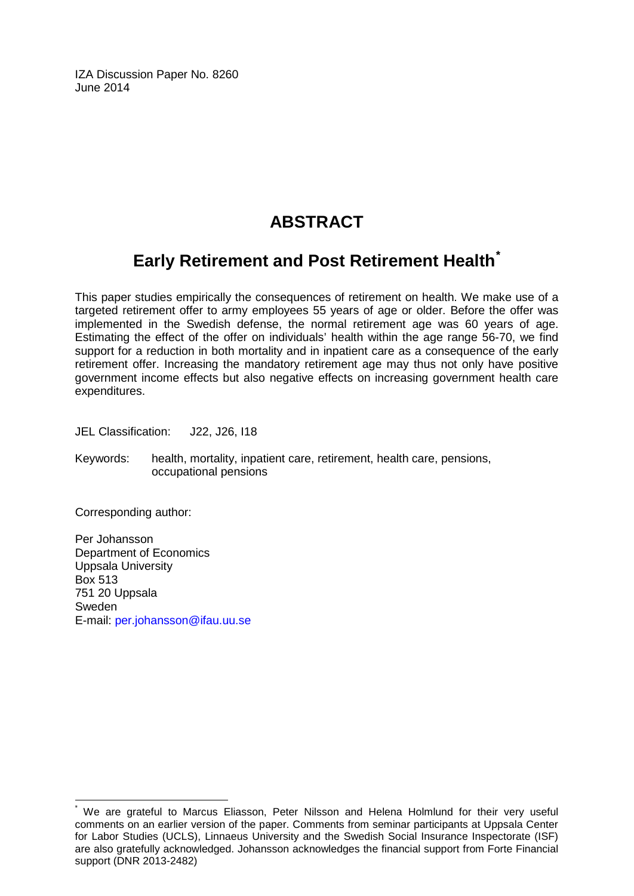IZA Discussion Paper No. 8260
June 2014

# ABSTRACT

## Early Retirement and Post Retirement Health[*]

This paper studies empirically the consequences of retirement on health. We make use of a targeted retirement offer to army employees 55 years of age or older. Before the offer was implemented in the Swedish defense, the normal retirement age was 60 years of age. Estimating the effect of the offer on individuals' health within the age range 56-70, we find support for a reduction in both mortality and in inpatient care as a consequence of the early retirement offer. Increasing the mandatory retirement age may thus not only have positive government income effects but also negative effects on increasing government health care expenditures.

JEL Classification: J22, J26, I18

Keywords: health, mortality, inpatient care, retirement, health care, pensions, occupational pensions

Corresponding author:

Per Johansson
Department of Economics
Uppsala University
Box 513
751 20 Uppsala
Sweden
E-mail: per.johansson@ifau.uu.se

[*] We are grateful to Marcus Eliasson, Peter Nilsson and Helena Holmlund for their very useful comments on an earlier version of the paper. Comments from seminar participants at Uppsala Center for Labor Studies (UCLS), Linnaeus University and the Swedish Social Insurance Inspectorate (ISF) are also gratefully acknowledged. Johansson acknowledges the financial support from Forte Financial support (DNR 2013-2482)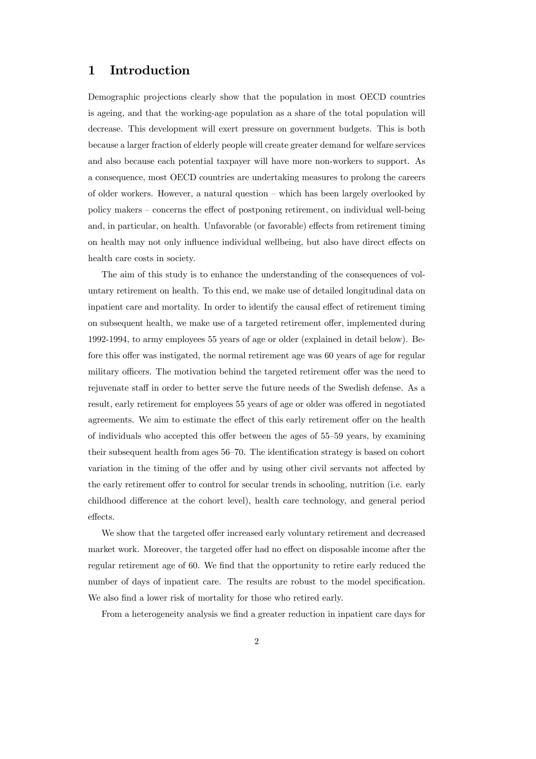# 1 Introduction

Demographic projections clearly show that the population in most OECD countries is ageing, and that the working-age population as a share of the total population will decrease. This development will exert pressure on government budgets. This is both because a larger fraction of elderly people will create greater demand for welfare services and also because each potential taxpayer will have more non-workers to support. As a consequence, most OECD countries are undertaking measures to prolong the careers of older workers. However, a natural question – which has been largely overlooked by policy makers – concerns the effect of postponing retirement, on individual well-being and, in particular, on health. Unfavorable (or favorable) effects from retirement timing on health may not only influence individual wellbeing, but also have direct effects on health care costs in society.

The aim of this study is to enhance the understanding of the consequences of voluntary retirement on health. To this end, we make use of detailed longitudinal data on inpatient care and mortality. In order to identify the causal effect of retirement timing on subsequent health, we make use of a targeted retirement offer, implemented during 1992-1994, to army employees 55 years of age or older (explained in detail below). Before this offer was instigated, the normal retirement age was 60 years of age for regular military officers. The motivation behind the targeted retirement offer was the need to rejuvenate staff in order to better serve the future needs of the Swedish defense. As a result, early retirement for employees 55 years of age or older was offered in negotiated agreements. We aim to estimate the effect of this early retirement offer on the health of individuals who accepted this offer between the ages of 55–59 years, by examining their subsequent health from ages 56–70. The identification strategy is based on cohort variation in the timing of the offer and by using other civil servants not affected by the early retirement offer to control for secular trends in schooling, nutrition (i.e. early childhood difference at the cohort level), health care technology, and general period effects.

We show that the targeted offer increased early voluntary retirement and decreased market work. Moreover, the targeted offer had no effect on disposable income after the regular retirement age of 60. We find that the opportunity to retire early reduced the number of days of inpatient care. The results are robust to the model specification. We also find a lower risk of mortality for those who retired early.

From a heterogeneity analysis we find a greater reduction in inpatient care days for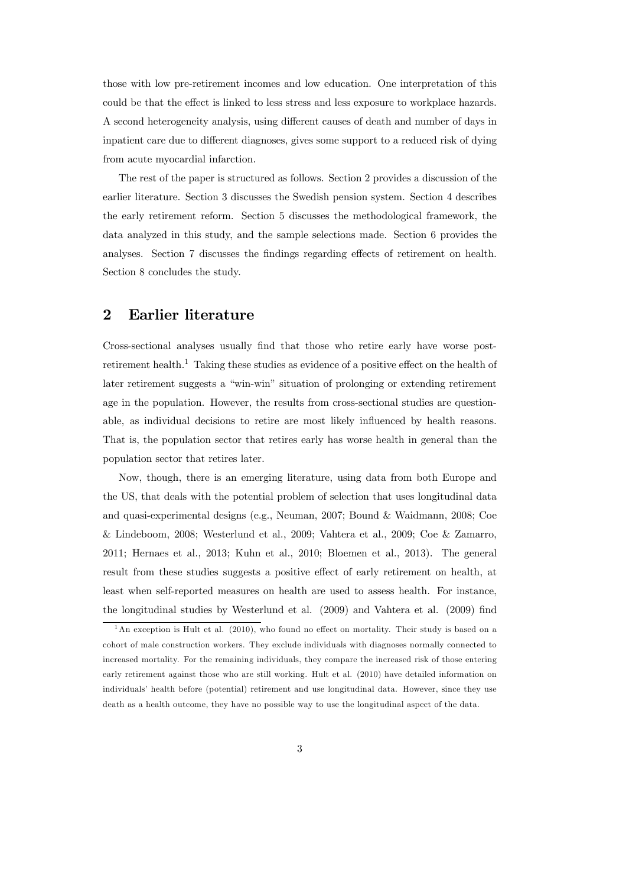those with low pre-retirement incomes and low education. One interpretation of this could be that the effect is linked to less stress and less exposure to workplace hazards. A second heterogeneity analysis, using different causes of death and number of days in inpatient care due to different diagnoses, gives some support to a reduced risk of dying from acute myocardial infarction.

The rest of the paper is structured as follows. Section 2 provides a discussion of the earlier literature. Section 3 discusses the Swedish pension system. Section 4 describes the early retirement reform. Section 5 discusses the methodological framework, the data analyzed in this study, and the sample selections made. Section 6 provides the analyses. Section 7 discusses the findings regarding effects of retirement on health. Section 8 concludes the study.

## 2 Earlier literature

Cross-sectional analyses usually find that those who retire early have worse post-retirement health.[1] Taking these studies as evidence of a positive effect on the health of later retirement suggests a "win-win" situation of prolonging or extending retirement age in the population. However, the results from cross-sectional studies are questionable, as individual decisions to retire are most likely influenced by health reasons. That is, the population sector that retires early has worse health in general than the population sector that retires later.

Now, though, there is an emerging literature, using data from both Europe and the US, that deals with the potential problem of selection that uses longitudinal data and quasi-experimental designs (e.g., Neuman, 2007; Bound & Waidmann, 2008; Coe & Lindeboom, 2008; Westerlund et al., 2009; Vahtera et al., 2009; Coe & Zamarro, 2011; Hernaes et al., 2013; Kuhn et al., 2010; Bloemen et al., 2013). The general result from these studies suggests a positive effect of early retirement on health, at least when self-reported measures on health are used to assess health. For instance, the longitudinal studies by Westerlund et al. (2009) and Vahtera et al. (2009) find

[1] An exception is Hult et al. (2010), who found no effect on mortality. Their study is based on a cohort of male construction workers. They exclude individuals with diagnoses normally connected to increased mortality. For the remaining individuals, they compare the increased risk of those entering early retirement against those who are still working. Hult et al. (2010) have detailed information on individuals' health before (potential) retirement and use longitudinal data. However, since they use death as a health outcome, they have no possible way to use the longitudinal aspect of the data.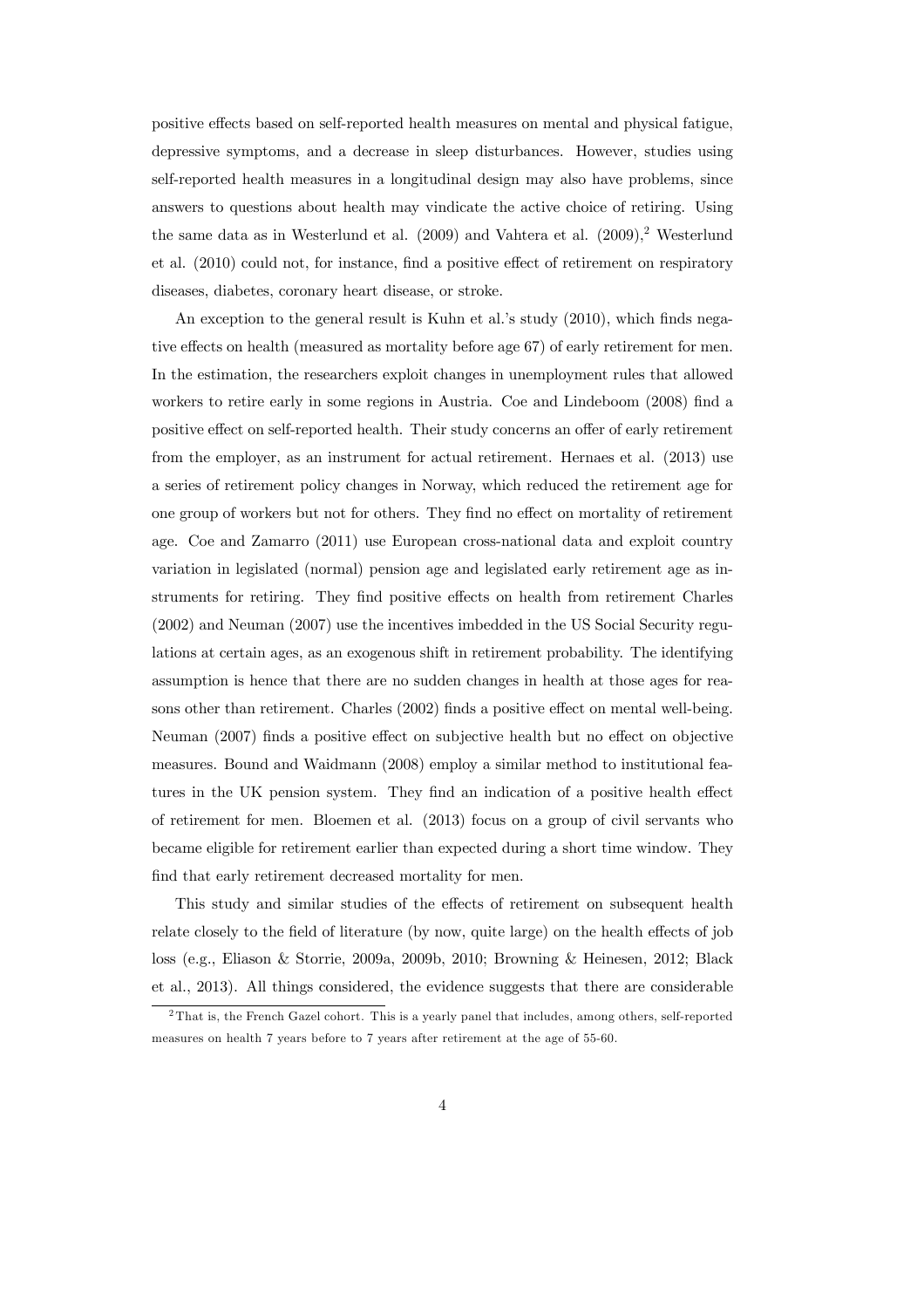positive effects based on self-reported health measures on mental and physical fatigue, depressive symptoms, and a decrease in sleep disturbances. However, studies using self-reported health measures in a longitudinal design may also have problems, since answers to questions about health may vindicate the active choice of retiring. Using the same data as in Westerlund et al. (2009) and Vahtera et al. (2009),[2] Westerlund et al. (2010) could not, for instance, find a positive effect of retirement on respiratory diseases, diabetes, coronary heart disease, or stroke.

An exception to the general result is Kuhn et al.'s study (2010), which finds negative effects on health (measured as mortality before age 67) of early retirement for men. In the estimation, the researchers exploit changes in unemployment rules that allowed workers to retire early in some regions in Austria. Coe and Lindeboom (2008) find a positive effect on self-reported health. Their study concerns an offer of early retirement from the employer, as an instrument for actual retirement. Hernaes et al. (2013) use a series of retirement policy changes in Norway, which reduced the retirement age for one group of workers but not for others. They find no effect on mortality of retirement age. Coe and Zamarro (2011) use European cross-national data and exploit country variation in legislated (normal) pension age and legislated early retirement age as instruments for retiring. They find positive effects on health from retirement Charles (2002) and Neuman (2007) use the incentives imbedded in the US Social Security regulations at certain ages, as an exogenous shift in retirement probability. The identifying assumption is hence that there are no sudden changes in health at those ages for reasons other than retirement. Charles (2002) finds a positive effect on mental well-being. Neuman (2007) finds a positive effect on subjective health but no effect on objective measures. Bound and Waidmann (2008) employ a similar method to institutional features in the UK pension system. They find an indication of a positive health effect of retirement for men. Bloemen et al. (2013) focus on a group of civil servants who became eligible for retirement earlier than expected during a short time window. They find that early retirement decreased mortality for men.

This study and similar studies of the effects of retirement on subsequent health relate closely to the field of literature (by now, quite large) on the health effects of job loss (e.g., Eliason & Storrie, 2009a, 2009b, 2010; Browning & Heinesen, 2012; Black et al., 2013). All things considered, the evidence suggests that there are considerable

[2] That is, the French Gazel cohort. This is a yearly panel that includes, among others, self-reported measures on health 7 years before to 7 years after retirement at the age of 55-60.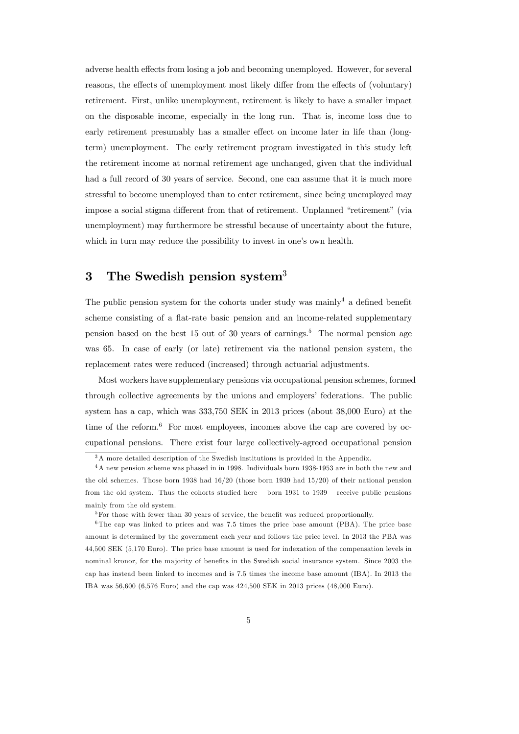adverse health effects from losing a job and becoming unemployed. However, for several reasons, the effects of unemployment most likely differ from the effects of (voluntary) retirement. First, unlike unemployment, retirement is likely to have a smaller impact on the disposable income, especially in the long run. That is, income loss due to early retirement presumably has a smaller effect on income later in life than (long-term) unemployment. The early retirement program investigated in this study left the retirement income at normal retirement age unchanged, given that the individual had a full record of 30 years of service. Second, one can assume that it is much more stressful to become unemployed than to enter retirement, since being unemployed may impose a social stigma different from that of retirement. Unplanned "retirement" (via unemployment) may furthermore be stressful because of uncertainty about the future, which in turn may reduce the possibility to invest in one's own health.

# 3 The Swedish pension system[3]

The public pension system for the cohorts under study was mainly[4] a defined benefit scheme consisting of a flat-rate basic pension and an income-related supplementary pension based on the best 15 out of 30 years of earnings.[5] The normal pension age was 65. In case of early (or late) retirement via the national pension system, the replacement rates were reduced (increased) through actuarial adjustments.

Most workers have supplementary pensions via occupational pension schemes, formed through collective agreements by the unions and employers' federations. The public system has a cap, which was 333,750 SEK in 2013 prices (about 38,000 Euro) at the time of the reform.[6] For most employees, incomes above the cap are covered by occupational pensions. There exist four large collectively-agreed occupational pension

[3] A more detailed description of the Swedish institutions is provided in the Appendix.

[4] A new pension scheme was phased in in 1998. Individuals born 1938-1953 are in both the new and the old schemes. Those born 1938 had 16/20 (those born 1939 had 15/20) of their national pension from the old system. Thus the cohorts studied here – born 1931 to 1939 – receive public pensions mainly from the old system.

[5] For those with fewer than 30 years of service, the benefit was reduced proportionally.

[6] The cap was linked to prices and was 7.5 times the price base amount (PBA). The price base amount is determined by the government each year and follows the price level. In 2013 the PBA was 44,500 SEK (5,170 Euro). The price base amount is used for indexation of the compensation levels in nominal kronor, for the majority of benefits in the Swedish social insurance system. Since 2003 the cap has instead been linked to incomes and is 7.5 times the income base amount (IBA). In 2013 the IBA was 56,600 (6,576 Euro) and the cap was 424,500 SEK in 2013 prices (48,000 Euro).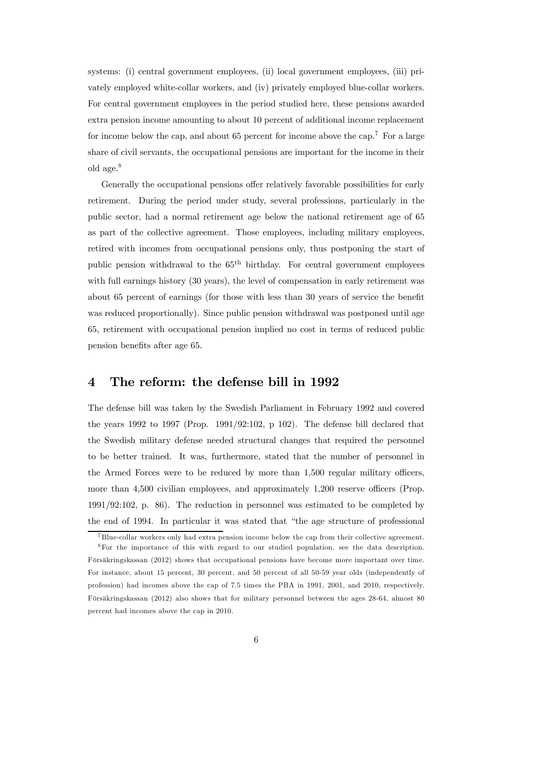systems: (i) central government employees, (ii) local government employees, (iii) privately employed white-collar workers, and (iv) privately employed blue-collar workers. For central government employees in the period studied here, these pensions awarded extra pension income amounting to about 10 percent of additional income replacement for income below the cap, and about 65 percent for income above the cap.[7] For a large share of civil servants, the occupational pensions are important for the income in their old age.[8]

Generally the occupational pensions offer relatively favorable possibilities for early retirement. During the period under study, several professions, particularly in the public sector, had a normal retirement age below the national retirement age of 65 as part of the collective agreement. Those employees, including military employees, retired with incomes from occupational pensions only, thus postponing the start of public pension withdrawal to the 65[th] birthday. For central government employees with full earnings history (30 years), the level of compensation in early retirement was about 65 percent of earnings (for those with less than 30 years of service the benefit was reduced proportionally). Since public pension withdrawal was postponed until age 65, retirement with occupational pension implied no cost in terms of reduced public pension benefits after age 65.

## 4 The reform: the defense bill in 1992

The defense bill was taken by the Swedish Parliament in February 1992 and covered the years 1992 to 1997 (Prop. 1991/92:102, p 102). The defense bill declared that the Swedish military defense needed structural changes that required the personnel to be better trained. It was, furthermore, stated that the number of personnel in the Armed Forces were to be reduced by more than 1,500 regular military officers, more than 4,500 civilian employees, and approximately 1,200 reserve officers (Prop. 1991/92:102, p. 86). The reduction in personnel was estimated to be completed by the end of 1994. In particular it was stated that "the age structure of professional

[7] Blue-collar workers only had extra pension income below the cap from their collective agreement.

[8] For the importance of this with regard to our studied population, see the data description. Försäkringskassan (2012) shows that occupational pensions have become more important over time. For instance, about 15 percent, 30 percent, and 50 percent of all 50-59 year olds (independently of profession) had incomes above the cap of 7.5 times the PBA in 1991, 2001, and 2010, respectively. Försäkringskassan (2012) also shows that for military personnel between the ages 28-64, almost 80 percent had incomes above the cap in 2010.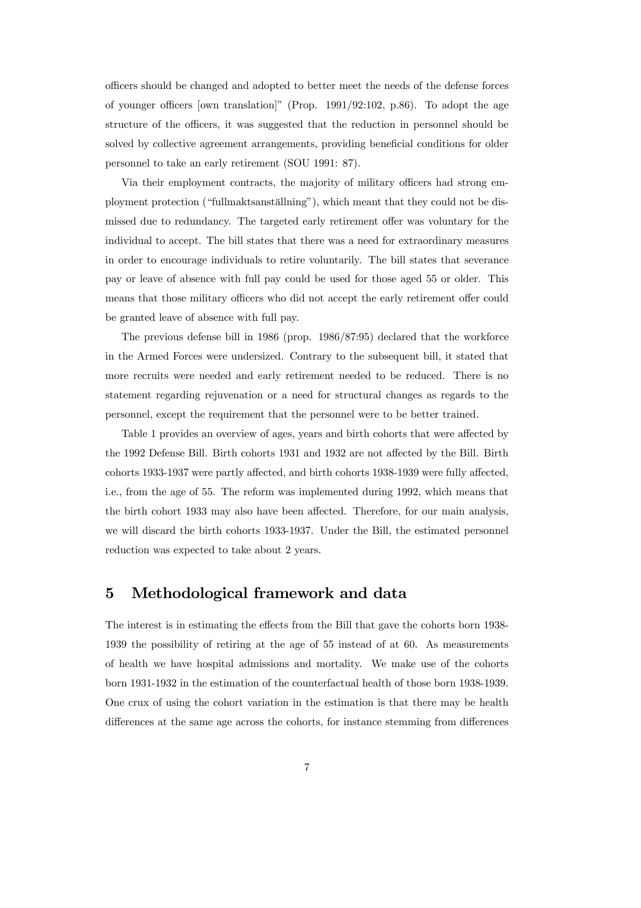officers should be changed and adopted to better meet the needs of the defense forces of younger officers [own translation]" (Prop. 1991/92:102, p.86). To adopt the age structure of the officers, it was suggested that the reduction in personnel should be solved by collective agreement arrangements, providing beneficial conditions for older personnel to take an early retirement (SOU 1991: 87).

Via their employment contracts, the majority of military officers had strong employment protection ("fullmaktsanställning"), which meant that they could not be dismissed due to redundancy. The targeted early retirement offer was voluntary for the individual to accept. The bill states that there was a need for extraordinary measures in order to encourage individuals to retire voluntarily. The bill states that severance pay or leave of absence with full pay could be used for those aged 55 or older. This means that those military officers who did not accept the early retirement offer could be granted leave of absence with full pay.

The previous defense bill in 1986 (prop. 1986/87:95) declared that the workforce in the Armed Forces were undersized. Contrary to the subsequent bill, it stated that more recruits were needed and early retirement needed to be reduced. There is no statement regarding rejuvenation or a need for structural changes as regards to the personnel, except the requirement that the personnel were to be better trained.

Table 1 provides an overview of ages, years and birth cohorts that were affected by the 1992 Defense Bill. Birth cohorts 1931 and 1932 are not affected by the Bill. Birth cohorts 1933-1937 were partly affected, and birth cohorts 1938-1939 were fully affected, i.e., from the age of 55. The reform was implemented during 1992, which means that the birth cohort 1933 may also have been affected. Therefore, for our main analysis, we will discard the birth cohorts 1933-1937. Under the Bill, the estimated personnel reduction was expected to take about 2 years.

# 5 Methodological framework and data

The interest is in estimating the effects from the Bill that gave the cohorts born 1938-1939 the possibility of retiring at the age of 55 instead of at 60. As measurements of health we have hospital admissions and mortality. We make use of the cohorts born 1931-1932 in the estimation of the counterfactual health of those born 1938-1939. One crux of using the cohort variation in the estimation is that there may be health differences at the same age across the cohorts, for instance stemming from differences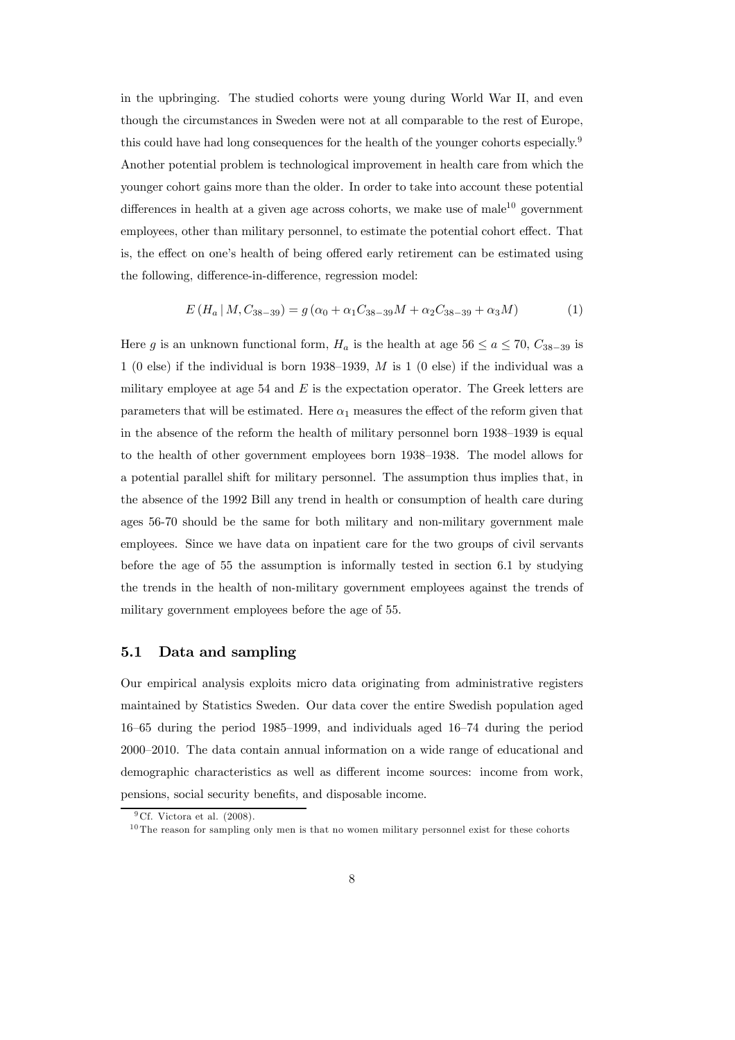in the upbringing. The studied cohorts were young during World War II, and even though the circumstances in Sweden were not at all comparable to the rest of Europe, this could have had long consequences for the health of the younger cohorts especially.[9] Another potential problem is technological improvement in health care from which the younger cohort gains more than the older. In order to take into account these potential differences in health at a given age across cohorts, we make use of male[10] government employees, other than military personnel, to estimate the potential cohort effect. That is, the effect on one's health of being offered early retirement can be estimated using the following, difference-in-difference, regression model:

$$E\left(H_a \mid M, C_{38-39}\right) = g\left(\alpha_0 + \alpha_1 C_{38-39} M + \alpha_2 C_{38-39} + \alpha_3 M\right) \tag{1}$$

Here $g$ is an unknown functional form, $H_a$ is the health at age $56 \leq a \leq 70$, $C_{38-39}$ is 1 (0 else) if the individual is born 1938–1939, $M$ is 1 (0 else) if the individual was a military employee at age 54 and $E$ is the expectation operator. The Greek letters are parameters that will be estimated. Here $\alpha_1$ measures the effect of the reform given that in the absence of the reform the health of military personnel born 1938–1939 is equal to the health of other government employees born 1938–1938. The model allows for a potential parallel shift for military personnel. The assumption thus implies that, in the absence of the 1992 Bill any trend in health or consumption of health care during ages 56-70 should be the same for both military and non-military government male employees. Since we have data on inpatient care for the two groups of civil servants before the age of 55 the assumption is informally tested in section 6.1 by studying the trends in the health of non-military government employees against the trends of military government employees before the age of 55.

### 5.1 Data and sampling

Our empirical analysis exploits micro data originating from administrative registers maintained by Statistics Sweden. Our data cover the entire Swedish population aged 16–65 during the period 1985–1999, and individuals aged 16–74 during the period 2000–2010. The data contain annual information on a wide range of educational and demographic characteristics as well as different income sources: income from work, pensions, social security benefits, and disposable income.

[9] Cf. Victora et al. (2008).

[10] The reason for sampling only men is that no women military personnel exist for these cohorts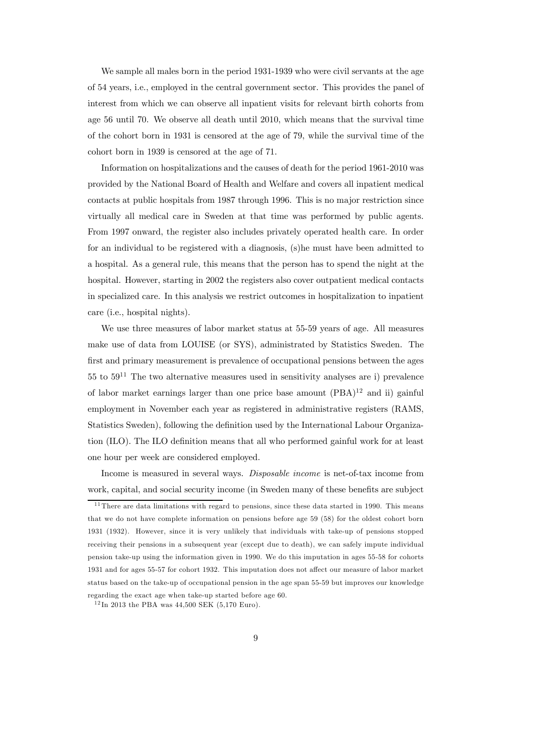We sample all males born in the period 1931-1939 who were civil servants at the age of 54 years, i.e., employed in the central government sector. This provides the panel of interest from which we can observe all inpatient visits for relevant birth cohorts from age 56 until 70. We observe all death until 2010, which means that the survival time of the cohort born in 1931 is censored at the age of 79, while the survival time of the cohort born in 1939 is censored at the age of 71.

Information on hospitalizations and the causes of death for the period 1961-2010 was provided by the National Board of Health and Welfare and covers all inpatient medical contacts at public hospitals from 1987 through 1996. This is no major restriction since virtually all medical care in Sweden at that time was performed by public agents. From 1997 onward, the register also includes privately operated health care. In order for an individual to be registered with a diagnosis, (s)he must have been admitted to a hospital. As a general rule, this means that the person has to spend the night at the hospital. However, starting in 2002 the registers also cover outpatient medical contacts in specialized care. In this analysis we restrict outcomes in hospitalization to inpatient care (i.e., hospital nights).

We use three measures of labor market status at 55-59 years of age. All measures make use of data from LOUISE (or SYS), administrated by Statistics Sweden. The first and primary measurement is prevalence of occupational pensions between the ages 55 to 59[11] The two alternative measures used in sensitivity analyses are i) prevalence of labor market earnings larger than one price base amount (PBA)[12] and ii) gainful employment in November each year as registered in administrative registers (RAMS, Statistics Sweden), following the definition used by the International Labour Organization (ILO). The ILO definition means that all who performed gainful work for at least one hour per week are considered employed.

Income is measured in several ways. *Disposable income* is net-of-tax income from work, capital, and social security income (in Sweden many of these benefits are subject

---

[11] There are data limitations with regard to pensions, since these data started in 1990. This means that we do not have complete information on pensions before age 59 (58) for the oldest cohort born 1931 (1932). However, since it is very unlikely that individuals with take-up of pensions stopped receiving their pensions in a subsequent year (except due to death), we can safely impute individual pension take-up using the information given in 1990. We do this imputation in ages 55-58 for cohorts 1931 and for ages 55-57 for cohort 1932. This imputation does not affect our measure of labor market status based on the take-up of occupational pension in the age span 55-59 but improves our knowledge regarding the exact age when take-up started before age 60.

[12] In 2013 the PBA was 44,500 SEK (5,170 Euro).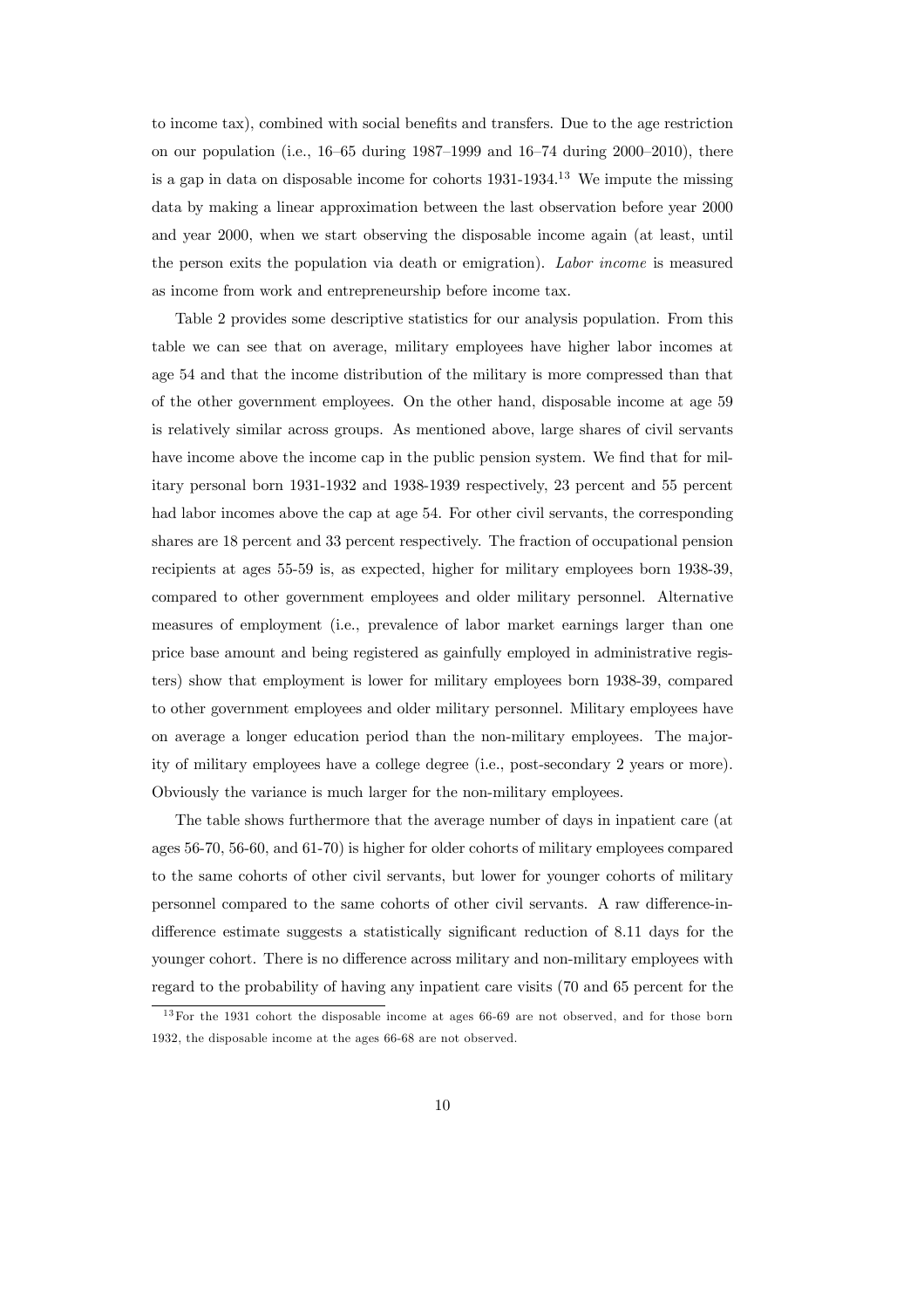to income tax), combined with social benefits and transfers. Due to the age restriction on our population (i.e., 16–65 during 1987–1999 and 16–74 during 2000–2010), there is a gap in data on disposable income for cohorts 1931-1934.[13] We impute the missing data by making a linear approximation between the last observation before year 2000 and year 2000, when we start observing the disposable income again (at least, until the person exits the population via death or emigration). *Labor income* is measured as income from work and entrepreneurship before income tax.

Table 2 provides some descriptive statistics for our analysis population. From this table we can see that on average, military employees have higher labor incomes at age 54 and that the income distribution of the military is more compressed than that of the other government employees. On the other hand, disposable income at age 59 is relatively similar across groups. As mentioned above, large shares of civil servants have income above the income cap in the public pension system. We find that for military personal born 1931-1932 and 1938-1939 respectively, 23 percent and 55 percent had labor incomes above the cap at age 54. For other civil servants, the corresponding shares are 18 percent and 33 percent respectively. The fraction of occupational pension recipients at ages 55-59 is, as expected, higher for military employees born 1938-39, compared to other government employees and older military personnel. Alternative measures of employment (i.e., prevalence of labor market earnings larger than one price base amount and being registered as gainfully employed in administrative registers) show that employment is lower for military employees born 1938-39, compared to other government employees and older military personnel. Military employees have on average a longer education period than the non-military employees. The majority of military employees have a college degree (i.e., post-secondary 2 years or more). Obviously the variance is much larger for the non-military employees.

The table shows furthermore that the average number of days in inpatient care (at ages 56-70, 56-60, and 61-70) is higher for older cohorts of military employees compared to the same cohorts of other civil servants, but lower for younger cohorts of military personnel compared to the same cohorts of other civil servants. A raw difference-in-difference estimate suggests a statistically significant reduction of 8.11 days for the younger cohort. There is no difference across military and non-military employees with regard to the probability of having any inpatient care visits (70 and 65 percent for the

[13] For the 1931 cohort the disposable income at ages 66-69 are not observed, and for those born 1932, the disposable income at the ages 66-68 are not observed.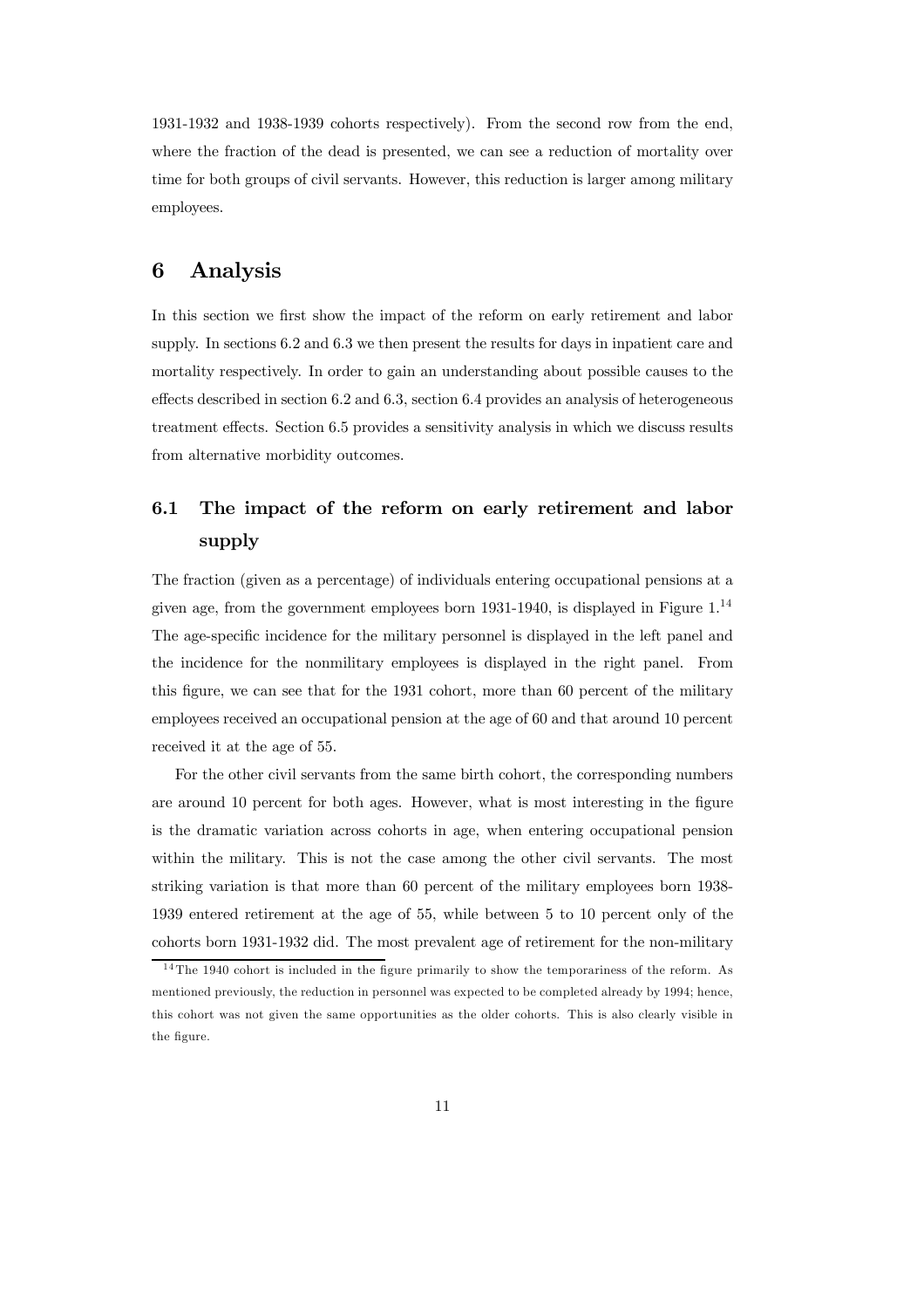1931-1932 and 1938-1939 cohorts respectively). From the second row from the end, where the fraction of the dead is presented, we can see a reduction of mortality over time for both groups of civil servants. However, this reduction is larger among military employees.

# 6 Analysis

In this section we first show the impact of the reform on early retirement and labor supply. In sections 6.2 and 6.3 we then present the results for days in inpatient care and mortality respectively. In order to gain an understanding about possible causes to the effects described in section 6.2 and 6.3, section 6.4 provides an analysis of heterogeneous treatment effects. Section 6.5 provides a sensitivity analysis in which we discuss results from alternative morbidity outcomes.

## 6.1 The impact of the reform on early retirement and labor supply

The fraction (given as a percentage) of individuals entering occupational pensions at a given age, from the government employees born 1931-1940, is displayed in Figure 1.[14] The age-specific incidence for the military personnel is displayed in the left panel and the incidence for the nonmilitary employees is displayed in the right panel. From this figure, we can see that for the 1931 cohort, more than 60 percent of the military employees received an occupational pension at the age of 60 and that around 10 percent received it at the age of 55.

For the other civil servants from the same birth cohort, the corresponding numbers are around 10 percent for both ages. However, what is most interesting in the figure is the dramatic variation across cohorts in age, when entering occupational pension within the military. This is not the case among the other civil servants. The most striking variation is that more than 60 percent of the military employees born 1938-1939 entered retirement at the age of 55, while between 5 to 10 percent only of the cohorts born 1931-1932 did. The most prevalent age of retirement for the non-military

[14] The 1940 cohort is included in the figure primarily to show the temporariness of the reform. As mentioned previously, the reduction in personnel was expected to be completed already by 1994; hence, this cohort was not given the same opportunities as the older cohorts. This is also clearly visible in the figure.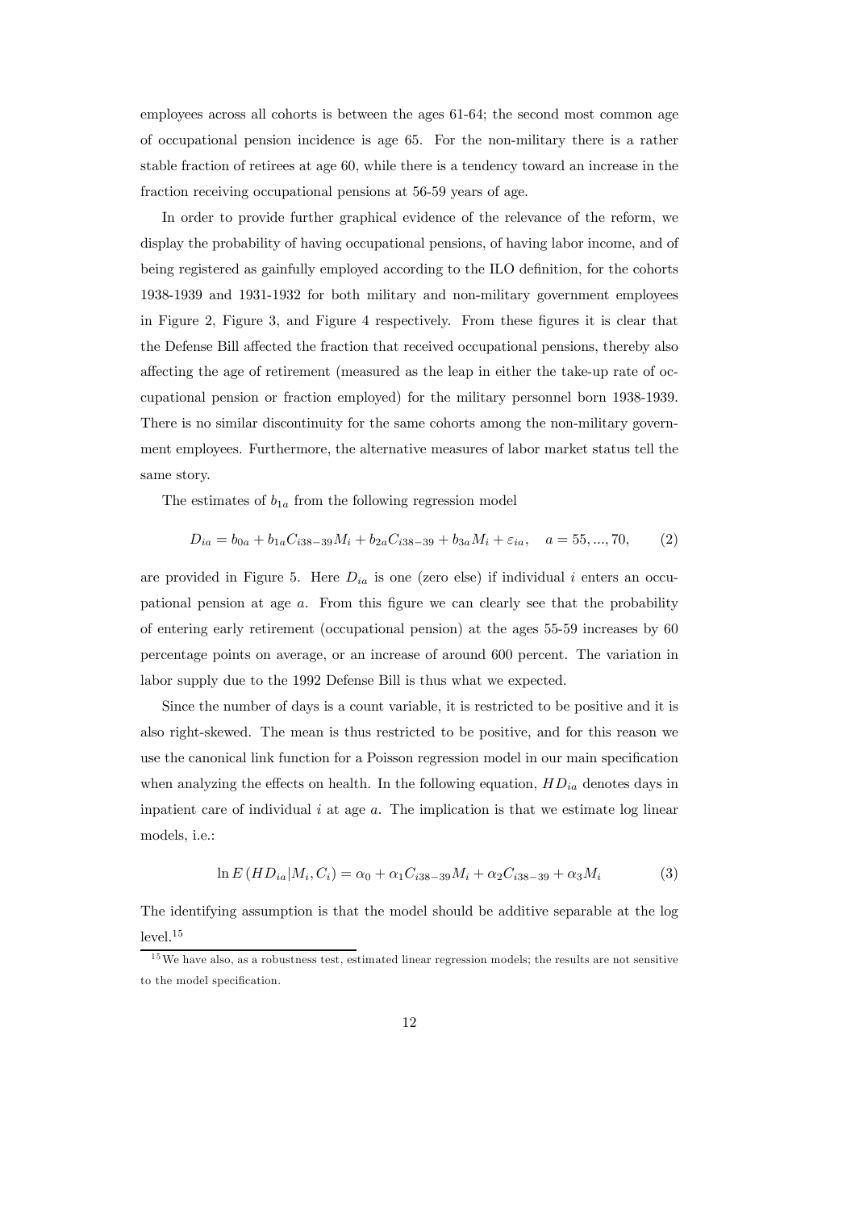employees across all cohorts is between the ages 61-64; the second most common age of occupational pension incidence is age 65. For the non-military there is a rather stable fraction of retirees at age 60, while there is a tendency toward an increase in the fraction receiving occupational pensions at 56-59 years of age.

In order to provide further graphical evidence of the relevance of the reform, we display the probability of having occupational pensions, of having labor income, and of being registered as gainfully employed according to the ILO definition, for the cohorts 1938-1939 and 1931-1932 for both military and non-military government employees in Figure 2, Figure 3, and Figure 4 respectively. From these figures it is clear that the Defense Bill affected the fraction that received occupational pensions, thereby also affecting the age of retirement (measured as the leap in either the take-up rate of occupational pension or fraction employed) for the military personnel born 1938-1939. There is no similar discontinuity for the same cohorts among the non-military government employees. Furthermore, the alternative measures of labor market status tell the same story.

The estimates of $b_{1a}$ from the following regression model

$$D_{ia} = b_{0a} + b_{1a}C_{i38-39}M_i + b_{2a}C_{i38-39} + b_{3a}M_i + \varepsilon_{ia}, \quad a = 55, ..., 70, \qquad (2)$$

are provided in Figure 5. Here $D_{ia}$ is one (zero else) if individual $i$ enters an occupational pension at age $a$. From this figure we can clearly see that the probability of entering early retirement (occupational pension) at the ages 55-59 increases by 60 percentage points on average, or an increase of around 600 percent. The variation in labor supply due to the 1992 Defense Bill is thus what we expected.

Since the number of days is a count variable, it is restricted to be positive and it is also right-skewed. The mean is thus restricted to be positive, and for this reason we use the canonical link function for a Poisson regression model in our main specification when analyzing the effects on health. In the following equation, $HD_{ia}$ denotes days in inpatient care of individual $i$ at age $a$. The implication is that we estimate log linear models, i.e.:

$$\ln E\left(HD_{ia}|M_i, C_i\right) = \alpha_0 + \alpha_1 C_{i38-39}M_i + \alpha_2 C_{i38-39} + \alpha_3 M_i \qquad (3)$$

The identifying assumption is that the model should be additive separable at the log level.[15]

[15] We have also, as a robustness test, estimated linear regression models; the results are not sensitive to the model specification.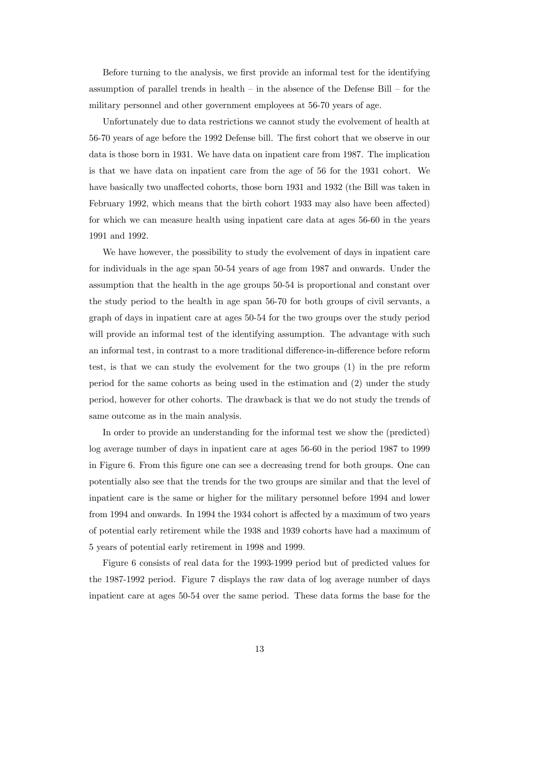Before turning to the analysis, we first provide an informal test for the identifying assumption of parallel trends in health – in the absence of the Defense Bill – for the military personnel and other government employees at 56-70 years of age.

Unfortunately due to data restrictions we cannot study the evolvement of health at 56-70 years of age before the 1992 Defense bill. The first cohort that we observe in our data is those born in 1931. We have data on inpatient care from 1987. The implication is that we have data on inpatient care from the age of 56 for the 1931 cohort. We have basically two unaffected cohorts, those born 1931 and 1932 (the Bill was taken in February 1992, which means that the birth cohort 1933 may also have been affected) for which we can measure health using inpatient care data at ages 56-60 in the years 1991 and 1992.

We have however, the possibility to study the evolvement of days in inpatient care for individuals in the age span 50-54 years of age from 1987 and onwards. Under the assumption that the health in the age groups 50-54 is proportional and constant over the study period to the health in age span 56-70 for both groups of civil servants, a graph of days in inpatient care at ages 50-54 for the two groups over the study period will provide an informal test of the identifying assumption. The advantage with such an informal test, in contrast to a more traditional difference-in-difference before reform test, is that we can study the evolvement for the two groups (1) in the pre reform period for the same cohorts as being used in the estimation and (2) under the study period, however for other cohorts. The drawback is that we do not study the trends of same outcome as in the main analysis.

In order to provide an understanding for the informal test we show the (predicted) log average number of days in inpatient care at ages 56-60 in the period 1987 to 1999 in Figure 6. From this figure one can see a decreasing trend for both groups. One can potentially also see that the trends for the two groups are similar and that the level of inpatient care is the same or higher for the military personnel before 1994 and lower from 1994 and onwards. In 1994 the 1934 cohort is affected by a maximum of two years of potential early retirement while the 1938 and 1939 cohorts have had a maximum of 5 years of potential early retirement in 1998 and 1999.

Figure 6 consists of real data for the 1993-1999 period but of predicted values for the 1987-1992 period. Figure 7 displays the raw data of log average number of days inpatient care at ages 50-54 over the same period. These data forms the base for the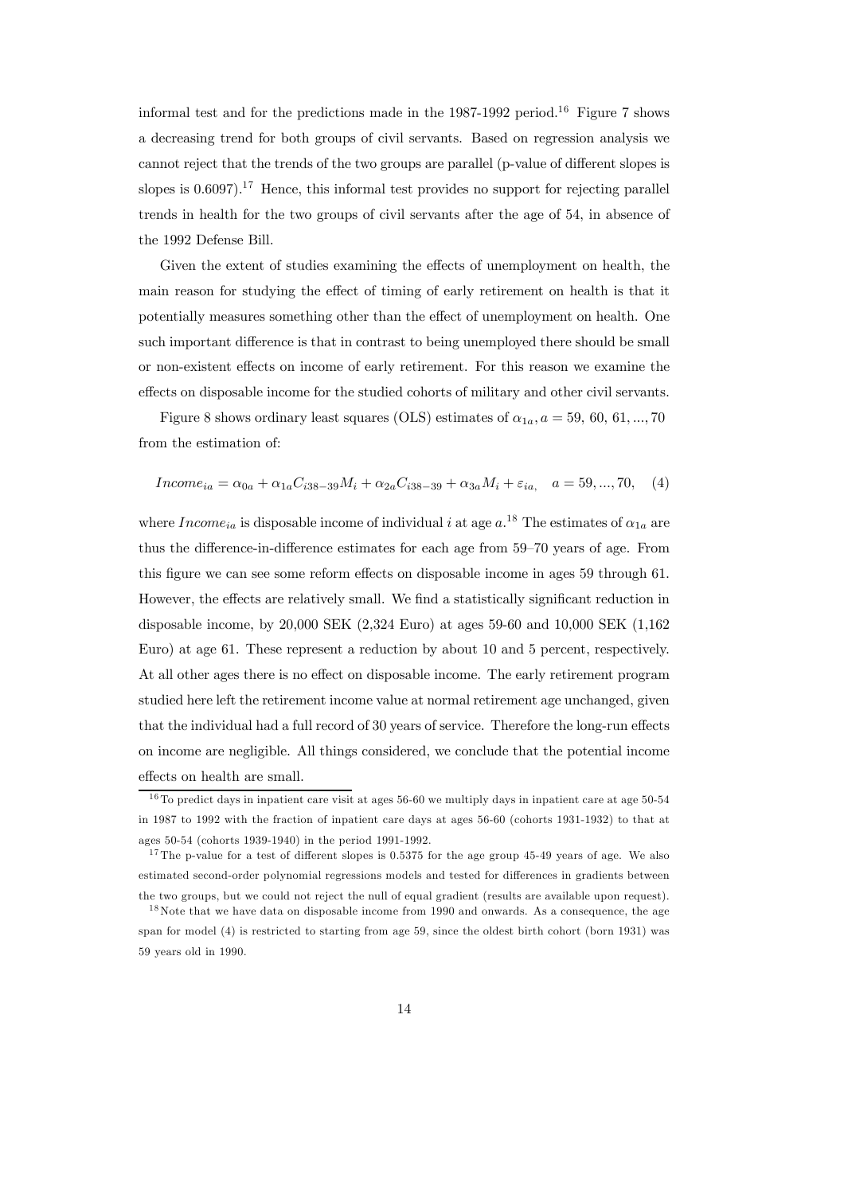informal test and for the predictions made in the 1987-1992 period.[16] Figure 7 shows a decreasing trend for both groups of civil servants. Based on regression analysis we cannot reject that the trends of the two groups are parallel (p-value of different slopes is slopes is 0.6097).[17] Hence, this informal test provides no support for rejecting parallel trends in health for the two groups of civil servants after the age of 54, in absence of the 1992 Defense Bill.

Given the extent of studies examining the effects of unemployment on health, the main reason for studying the effect of timing of early retirement on health is that it potentially measures something other than the effect of unemployment on health. One such important difference is that in contrast to being unemployed there should be small or non-existent effects on income of early retirement. For this reason we examine the effects on disposable income for the studied cohorts of military and other civil servants.

Figure 8 shows ordinary least squares (OLS) estimates of $\alpha_{1a}, a = 59, 60, 61, ..., 70$ from the estimation of:

$$Income_{ia} = \alpha_{0a} + \alpha_{1a} C_{i38-39} M_i + \alpha_{2a} C_{i38-39} + \alpha_{3a} M_i + \varepsilon_{ia}, \quad a = 59, ..., 70, \quad (4)$$

where $Income_{ia}$ is disposable income of individual $i$ at age $a$.[18] The estimates of $\alpha_{1a}$ are thus the difference-in-difference estimates for each age from 59–70 years of age. From this figure we can see some reform effects on disposable income in ages 59 through 61. However, the effects are relatively small. We find a statistically significant reduction in disposable income, by 20,000 SEK (2,324 Euro) at ages 59-60 and 10,000 SEK (1,162 Euro) at age 61. These represent a reduction by about 10 and 5 percent, respectively. At all other ages there is no effect on disposable income. The early retirement program studied here left the retirement income value at normal retirement age unchanged, given that the individual had a full record of 30 years of service. Therefore the long-run effects on income are negligible. All things considered, we conclude that the potential income effects on health are small.

[16] To predict days in inpatient care visit at ages 56-60 we multiply days in inpatient care at age 50-54 in 1987 to 1992 with the fraction of inpatient care days at ages 56-60 (cohorts 1931-1932) to that at ages 50-54 (cohorts 1939-1940) in the period 1991-1992.

[17] The p-value for a test of different slopes is 0.5375 for the age group 45-49 years of age. We also estimated second-order polynomial regressions models and tested for differences in gradients between the two groups, but we could not reject the null of equal gradient (results are available upon request).

[18] Note that we have data on disposable income from 1990 and onwards. As a consequence, the age span for model (4) is restricted to starting from age 59, since the oldest birth cohort (born 1931) was 59 years old in 1990.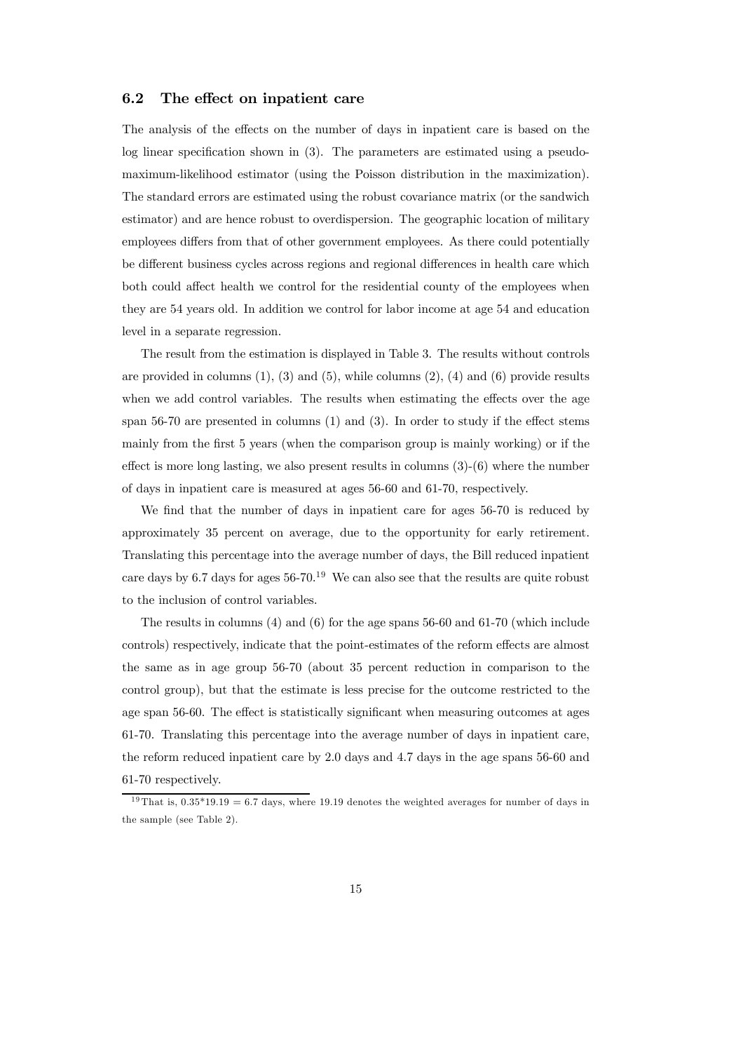### 6.2 The effect on inpatient care

The analysis of the effects on the number of days in inpatient care is based on the log linear specification shown in (3). The parameters are estimated using a pseudo-maximum-likelihood estimator (using the Poisson distribution in the maximization). The standard errors are estimated using the robust covariance matrix (or the sandwich estimator) and are hence robust to overdispersion. The geographic location of military employees differs from that of other government employees. As there could potentially be different business cycles across regions and regional differences in health care which both could affect health we control for the residential county of the employees when they are 54 years old. In addition we control for labor income at age 54 and education level in a separate regression.

The result from the estimation is displayed in Table 3. The results without controls are provided in columns (1), (3) and (5), while columns (2), (4) and (6) provide results when we add control variables. The results when estimating the effects over the age span 56-70 are presented in columns (1) and (3). In order to study if the effect stems mainly from the first 5 years (when the comparison group is mainly working) or if the effect is more long lasting, we also present results in columns (3)-(6) where the number of days in inpatient care is measured at ages 56-60 and 61-70, respectively.

We find that the number of days in inpatient care for ages 56-70 is reduced by approximately 35 percent on average, due to the opportunity for early retirement. Translating this percentage into the average number of days, the Bill reduced inpatient care days by 6.7 days for ages 56-70.[19] We can also see that the results are quite robust to the inclusion of control variables.

The results in columns (4) and (6) for the age spans 56-60 and 61-70 (which include controls) respectively, indicate that the point-estimates of the reform effects are almost the same as in age group 56-70 (about 35 percent reduction in comparison to the control group), but that the estimate is less precise for the outcome restricted to the age span 56-60. The effect is statistically significant when measuring outcomes at ages 61-70. Translating this percentage into the average number of days in inpatient care, the reform reduced inpatient care by 2.0 days and 4.7 days in the age spans 56-60 and 61-70 respectively.

[19] That is, 0.35*19.19 = 6.7 days, where 19.19 denotes the weighted averages for number of days in the sample (see Table 2).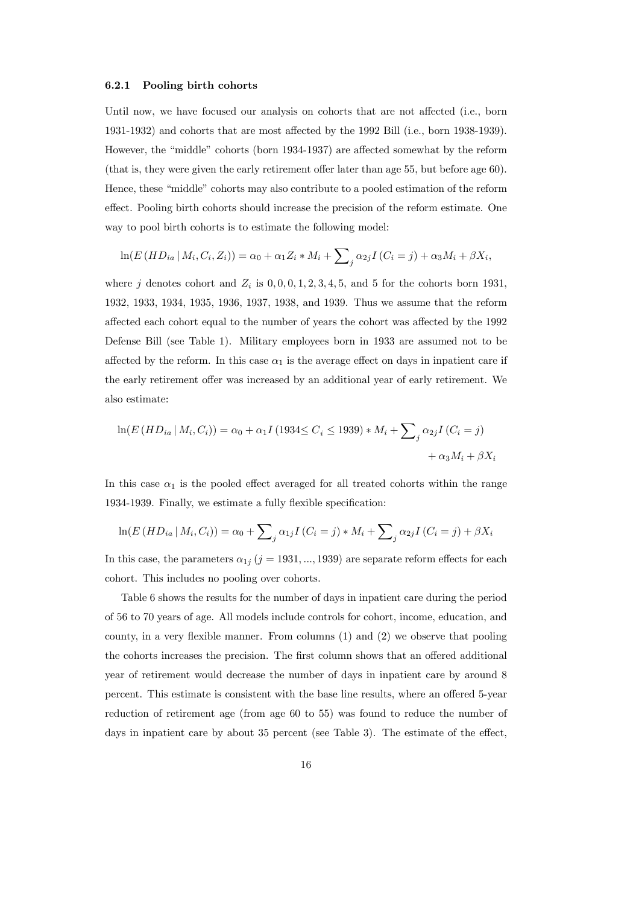### 6.2.1 Pooling birth cohorts

Until now, we have focused our analysis on cohorts that are not affected (i.e., born 1931-1932) and cohorts that are most affected by the 1992 Bill (i.e., born 1938-1939). However, the "middle" cohorts (born 1934-1937) are affected somewhat by the reform (that is, they were given the early retirement offer later than age 55, but before age 60). Hence, these "middle" cohorts may also contribute to a pooled estimation of the reform effect. Pooling birth cohorts should increase the precision of the reform estimate. One way to pool birth cohorts is to estimate the following model:

$$\ln(E\left(HD_{ia}\,|\,M_i, C_i, Z_i\right)) = \alpha_0 + \alpha_1 Z_i * M_i + \sum\nolimits_j \alpha_{2j} I\left(C_i = j\right) + \alpha_3 M_i + \beta X_i,$$

where $j$ denotes cohort and $Z_i$ is $0, 0, 0, 1, 2, 3, 4, 5$, and $5$ for the cohorts born 1931, 1932, 1933, 1934, 1935, 1936, 1937, 1938, and 1939. Thus we assume that the reform affected each cohort equal to the number of years the cohort was affected by the 1992 Defense Bill (see Table 1). Military employees born in 1933 are assumed not to be affected by the reform. In this case $\alpha_1$ is the average effect on days in inpatient care if the early retirement offer was increased by an additional year of early retirement. We also estimate:

$$\ln(E\left(HD_{ia}\,|\,M_i, C_i\right)) = \alpha_0 + \alpha_1 I\left(1934 \leq C_i \leq 1939\right) * M_i + \sum\nolimits_j \alpha_{2j} I\left(C_i = j\right) + \alpha_3 M_i + \beta X_i$$

In this case $\alpha_1$ is the pooled effect averaged for all treated cohorts within the range 1934-1939. Finally, we estimate a fully flexible specification:

$$\ln(E\left(HD_{ia}\,|\,M_i, C_i\right)) = \alpha_0 + \sum\nolimits_j \alpha_{1j} I\left(C_i = j\right) * M_i + \sum\nolimits_j \alpha_{2j} I\left(C_i = j\right) + \beta X_i$$

In this case, the parameters $\alpha_{1j}$ $(j = 1931, ..., 1939)$ are separate reform effects for each cohort. This includes no pooling over cohorts.

Table 6 shows the results for the number of days in inpatient care during the period of 56 to 70 years of age. All models include controls for cohort, income, education, and county, in a very flexible manner. From columns (1) and (2) we observe that pooling the cohorts increases the precision. The first column shows that an offered additional year of retirement would decrease the number of days in inpatient care by around 8 percent. This estimate is consistent with the base line results, where an offered 5-year reduction of retirement age (from age 60 to 55) was found to reduce the number of days in inpatient care by about 35 percent (see Table 3). The estimate of the effect,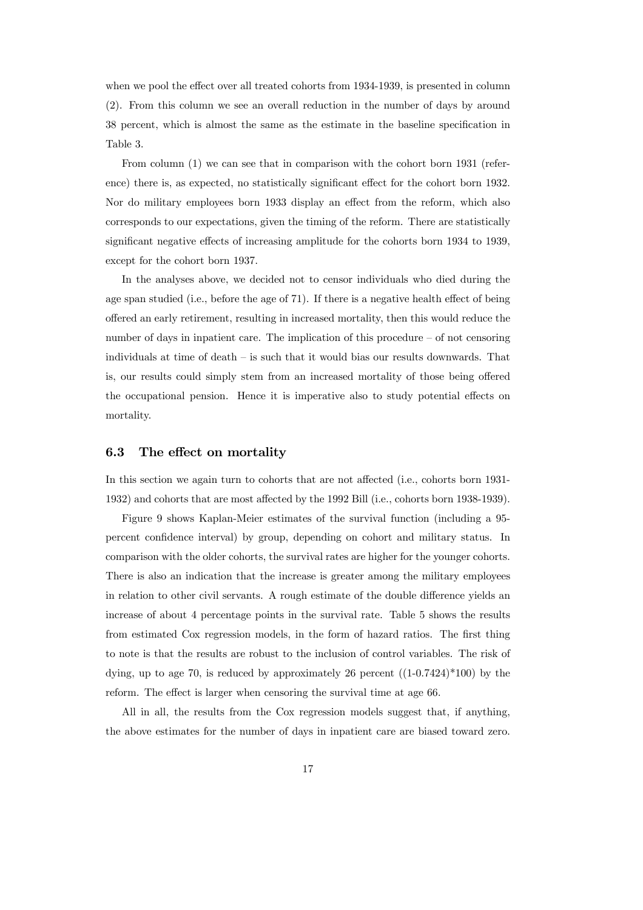when we pool the effect over all treated cohorts from 1934-1939, is presented in column (2). From this column we see an overall reduction in the number of days by around 38 percent, which is almost the same as the estimate in the baseline specification in Table 3.

From column (1) we can see that in comparison with the cohort born 1931 (reference) there is, as expected, no statistically significant effect for the cohort born 1932. Nor do military employees born 1933 display an effect from the reform, which also corresponds to our expectations, given the timing of the reform. There are statistically significant negative effects of increasing amplitude for the cohorts born 1934 to 1939, except for the cohort born 1937.

In the analyses above, we decided not to censor individuals who died during the age span studied (i.e., before the age of 71). If there is a negative health effect of being offered an early retirement, resulting in increased mortality, then this would reduce the number of days in inpatient care. The implication of this procedure – of not censoring individuals at time of death – is such that it would bias our results downwards. That is, our results could simply stem from an increased mortality of those being offered the occupational pension. Hence it is imperative also to study potential effects on mortality.

### 6.3 The effect on mortality

In this section we again turn to cohorts that are not affected (i.e., cohorts born 1931-1932) and cohorts that are most affected by the 1992 Bill (i.e., cohorts born 1938-1939).

Figure 9 shows Kaplan-Meier estimates of the survival function (including a 95-percent confidence interval) by group, depending on cohort and military status. In comparison with the older cohorts, the survival rates are higher for the younger cohorts. There is also an indication that the increase is greater among the military employees in relation to other civil servants. A rough estimate of the double difference yields an increase of about 4 percentage points in the survival rate. Table 5 shows the results from estimated Cox regression models, in the form of hazard ratios. The first thing to note is that the results are robust to the inclusion of control variables. The risk of dying, up to age 70, is reduced by approximately 26 percent ((1-0.7424)*100) by the reform. The effect is larger when censoring the survival time at age 66.

All in all, the results from the Cox regression models suggest that, if anything, the above estimates for the number of days in inpatient care are biased toward zero.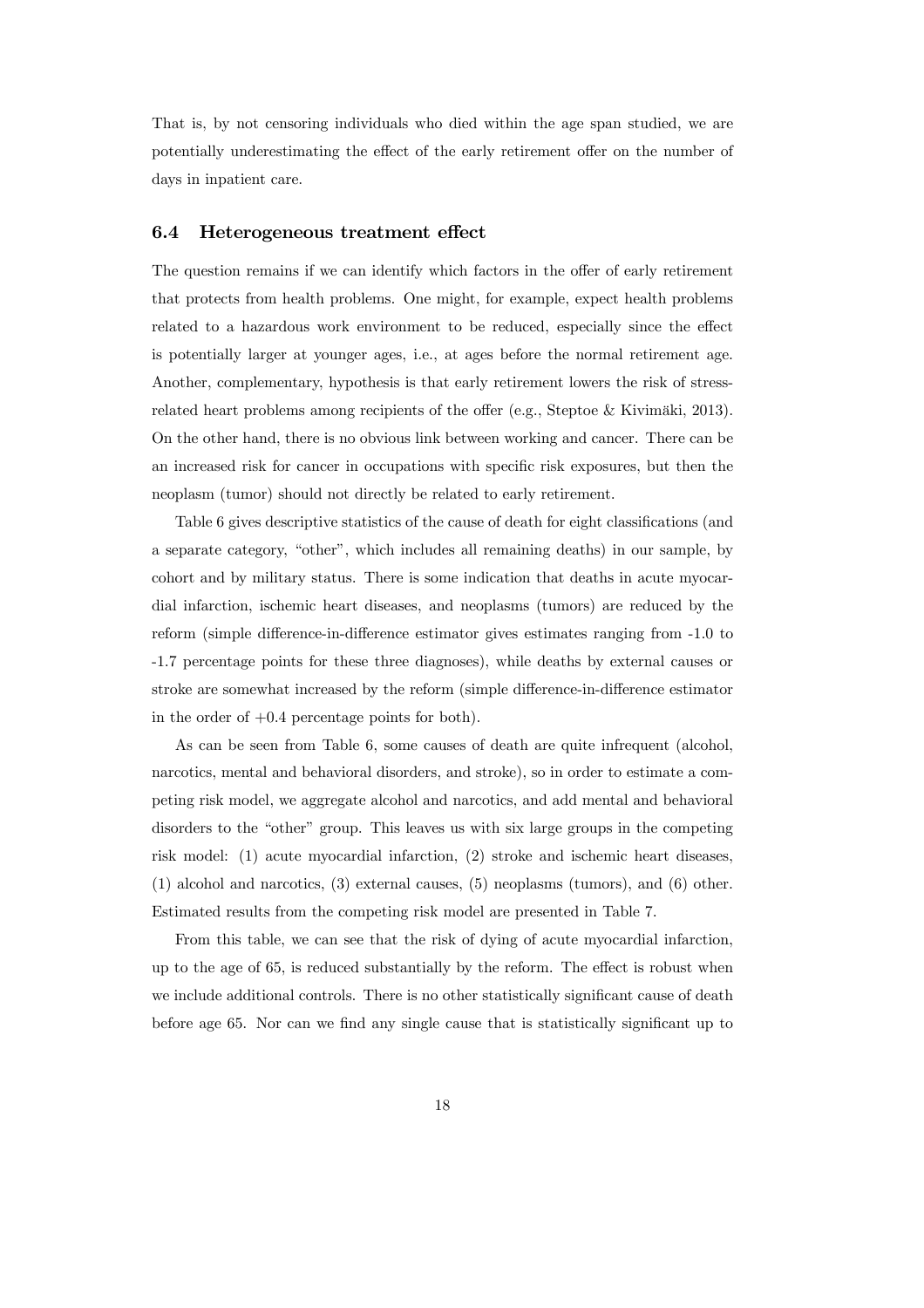That is, by not censoring individuals who died within the age span studied, we are potentially underestimating the effect of the early retirement offer on the number of days in inpatient care.

### 6.4 Heterogeneous treatment effect

The question remains if we can identify which factors in the offer of early retirement that protects from health problems. One might, for example, expect health problems related to a hazardous work environment to be reduced, especially since the effect is potentially larger at younger ages, i.e., at ages before the normal retirement age. Another, complementary, hypothesis is that early retirement lowers the risk of stress-related heart problems among recipients of the offer (e.g., Steptoe & Kivimäki, 2013). On the other hand, there is no obvious link between working and cancer. There can be an increased risk for cancer in occupations with specific risk exposures, but then the neoplasm (tumor) should not directly be related to early retirement.

Table 6 gives descriptive statistics of the cause of death for eight classifications (and a separate category, "other", which includes all remaining deaths) in our sample, by cohort and by military status. There is some indication that deaths in acute myocardial infarction, ischemic heart diseases, and neoplasms (tumors) are reduced by the reform (simple difference-in-difference estimator gives estimates ranging from -1.0 to -1.7 percentage points for these three diagnoses), while deaths by external causes or stroke are somewhat increased by the reform (simple difference-in-difference estimator in the order of +0.4 percentage points for both).

As can be seen from Table 6, some causes of death are quite infrequent (alcohol, narcotics, mental and behavioral disorders, and stroke), so in order to estimate a competing risk model, we aggregate alcohol and narcotics, and add mental and behavioral disorders to the "other" group. This leaves us with six large groups in the competing risk model: (1) acute myocardial infarction, (2) stroke and ischemic heart diseases, (1) alcohol and narcotics, (3) external causes, (5) neoplasms (tumors), and (6) other. Estimated results from the competing risk model are presented in Table 7.

From this table, we can see that the risk of dying of acute myocardial infarction, up to the age of 65, is reduced substantially by the reform. The effect is robust when we include additional controls. There is no other statistically significant cause of death before age 65. Nor can we find any single cause that is statistically significant up to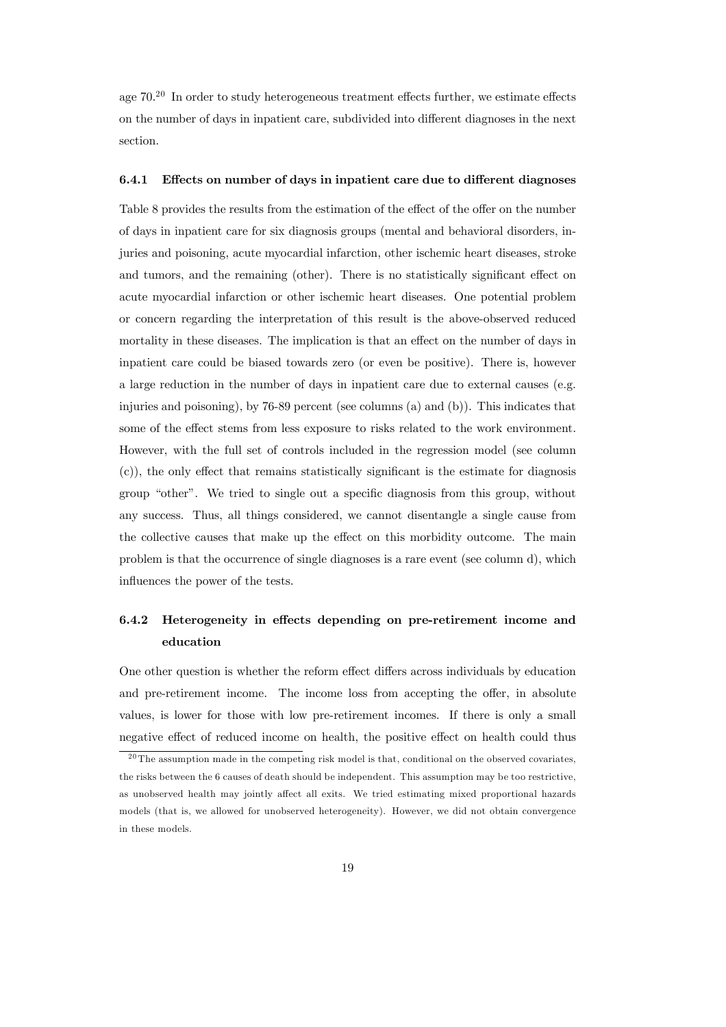age 70.[20] In order to study heterogeneous treatment effects further, we estimate effects on the number of days in inpatient care, subdivided into different diagnoses in the next section.

#### 6.4.1 Effects on number of days in inpatient care due to different diagnoses

Table 8 provides the results from the estimation of the effect of the offer on the number of days in inpatient care for six diagnosis groups (mental and behavioral disorders, injuries and poisoning, acute myocardial infarction, other ischemic heart diseases, stroke and tumors, and the remaining (other). There is no statistically significant effect on acute myocardial infarction or other ischemic heart diseases. One potential problem or concern regarding the interpretation of this result is the above-observed reduced mortality in these diseases. The implication is that an effect on the number of days in inpatient care could be biased towards zero (or even be positive). There is, however a large reduction in the number of days in inpatient care due to external causes (e.g. injuries and poisoning), by 76-89 percent (see columns (a) and (b)). This indicates that some of the effect stems from less exposure to risks related to the work environment. However, with the full set of controls included in the regression model (see column (c)), the only effect that remains statistically significant is the estimate for diagnosis group "other". We tried to single out a specific diagnosis from this group, without any success. Thus, all things considered, we cannot disentangle a single cause from the collective causes that make up the effect on this morbidity outcome. The main problem is that the occurrence of single diagnoses is a rare event (see column d), which influences the power of the tests.

#### 6.4.2 Heterogeneity in effects depending on pre-retirement income and education

One other question is whether the reform effect differs across individuals by education and pre-retirement income. The income loss from accepting the offer, in absolute values, is lower for those with low pre-retirement incomes. If there is only a small negative effect of reduced income on health, the positive effect on health could thus

[20] The assumption made in the competing risk model is that, conditional on the observed covariates, the risks between the 6 causes of death should be independent. This assumption may be too restrictive, as unobserved health may jointly affect all exits. We tried estimating mixed proportional hazards models (that is, we allowed for unobserved heterogeneity). However, we did not obtain convergence in these models.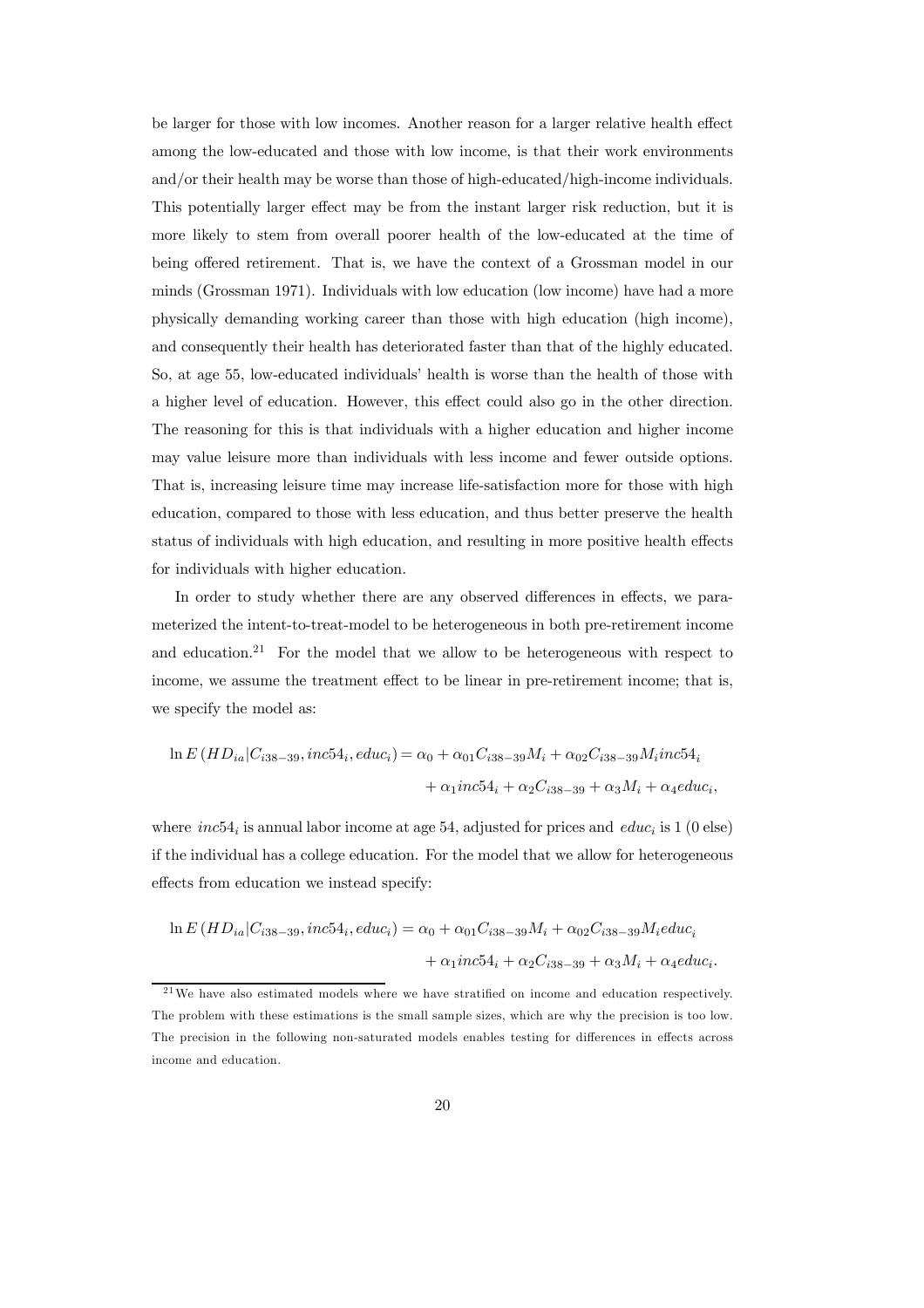be larger for those with low incomes. Another reason for a larger relative health effect among the low-educated and those with low income, is that their work environments and/or their health may be worse than those of high-educated/high-income individuals. This potentially larger effect may be from the instant larger risk reduction, but it is more likely to stem from overall poorer health of the low-educated at the time of being offered retirement. That is, we have the context of a Grossman model in our minds (Grossman 1971). Individuals with low education (low income) have had a more physically demanding working career than those with high education (high income), and consequently their health has deteriorated faster than that of the highly educated. So, at age 55, low-educated individuals' health is worse than the health of those with a higher level of education. However, this effect could also go in the other direction. The reasoning for this is that individuals with a higher education and higher income may value leisure more than individuals with less income and fewer outside options. That is, increasing leisure time may increase life-satisfaction more for those with high education, compared to those with less education, and thus better preserve the health status of individuals with high education, and resulting in more positive health effects for individuals with higher education.

In order to study whether there are any observed differences in effects, we parameterized the intent-to-treat-model to be heterogeneous in both pre-retirement income and education.[21] For the model that we allow to be heterogeneous with respect to income, we assume the treatment effect to be linear in pre-retirement income; that is, we specify the model as:

$$\ln E\left(HD_{ia}|C_{i38-39}, inc54_i, educ_i\right) = \alpha_0 + \alpha_{01}C_{i38-39}M_i + \alpha_{02}C_{i38-39}M_i inc54_i + \alpha_1 inc54_i + \alpha_2 C_{i38-39} + \alpha_3 M_i + \alpha_4 educ_i,$$

where $inc54_i$ is annual labor income at age 54, adjusted for prices and $educ_i$ is 1 (0 else) if the individual has a college education. For the model that we allow for heterogeneous effects from education we instead specify:

$$\ln E\left(HD_{ia}|C_{i38-39}, inc54_i, educ_i\right) = \alpha_0 + \alpha_{01}C_{i38-39}M_i + \alpha_{02}C_{i38-39}M_i educ_i + \alpha_1 inc54_i + \alpha_2 C_{i38-39} + \alpha_3 M_i + \alpha_4 educ_i.$$

[21] We have also estimated models where we have stratified on income and education respectively. The problem with these estimations is the small sample sizes, which are why the precision is too low. The precision in the following non-saturated models enables testing for differences in effects across income and education.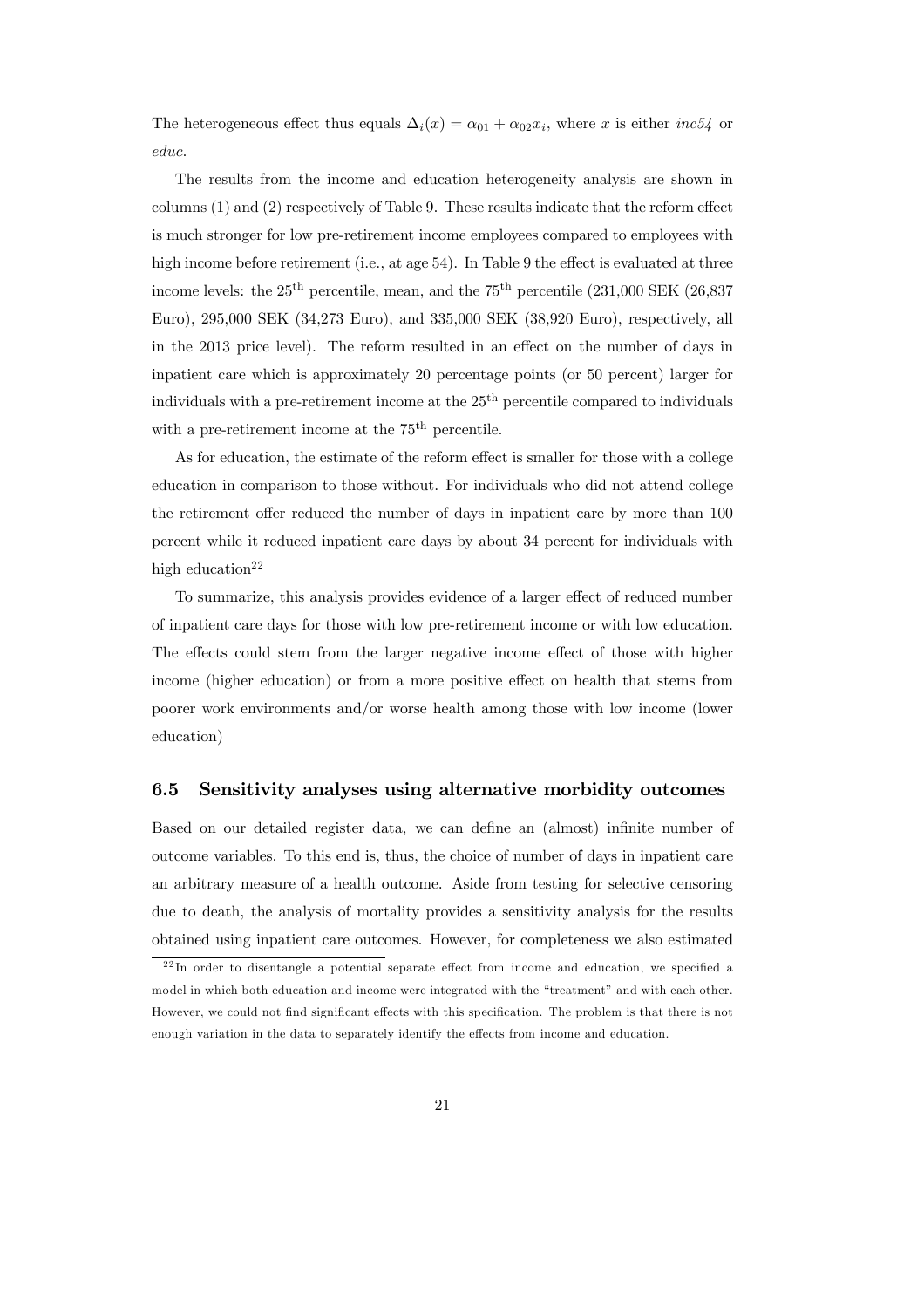The heterogeneous effect thus equals $\Delta_i(x) = \alpha_{01} + \alpha_{02}x_i$, where $x$ is either *inc54* or *educ*.

The results from the income and education heterogeneity analysis are shown in columns (1) and (2) respectively of Table 9. These results indicate that the reform effect is much stronger for low pre-retirement income employees compared to employees with high income before retirement (i.e., at age 54). In Table 9 the effect is evaluated at three income levels: the $25^{\text{th}}$ percentile, mean, and the $75^{\text{th}}$ percentile (231,000 SEK (26,837 Euro), 295,000 SEK (34,273 Euro), and 335,000 SEK (38,920 Euro), respectively, all in the 2013 price level). The reform resulted in an effect on the number of days in inpatient care which is approximately 20 percentage points (or 50 percent) larger for individuals with a pre-retirement income at the $25^{\text{th}}$ percentile compared to individuals with a pre-retirement income at the $75^{\text{th}}$ percentile.

As for education, the estimate of the reform effect is smaller for those with a college education in comparison to those without. For individuals who did not attend college the retirement offer reduced the number of days in inpatient care by more than 100 percent while it reduced inpatient care days by about 34 percent for individuals with high education[22]

To summarize, this analysis provides evidence of a larger effect of reduced number of inpatient care days for those with low pre-retirement income or with low education. The effects could stem from the larger negative income effect of those with higher income (higher education) or from a more positive effect on health that stems from poorer work environments and/or worse health among those with low income (lower education)

### 6.5 Sensitivity analyses using alternative morbidity outcomes

Based on our detailed register data, we can define an (almost) infinite number of outcome variables. To this end is, thus, the choice of number of days in inpatient care an arbitrary measure of a health outcome. Aside from testing for selective censoring due to death, the analysis of mortality provides a sensitivity analysis for the results obtained using inpatient care outcomes. However, for completeness we also estimated

[22] In order to disentangle a potential separate effect from income and education, we specified a model in which both education and income were integrated with the "treatment" and with each other. However, we could not find significant effects with this specification. The problem is that there is not enough variation in the data to separately identify the effects from income and education.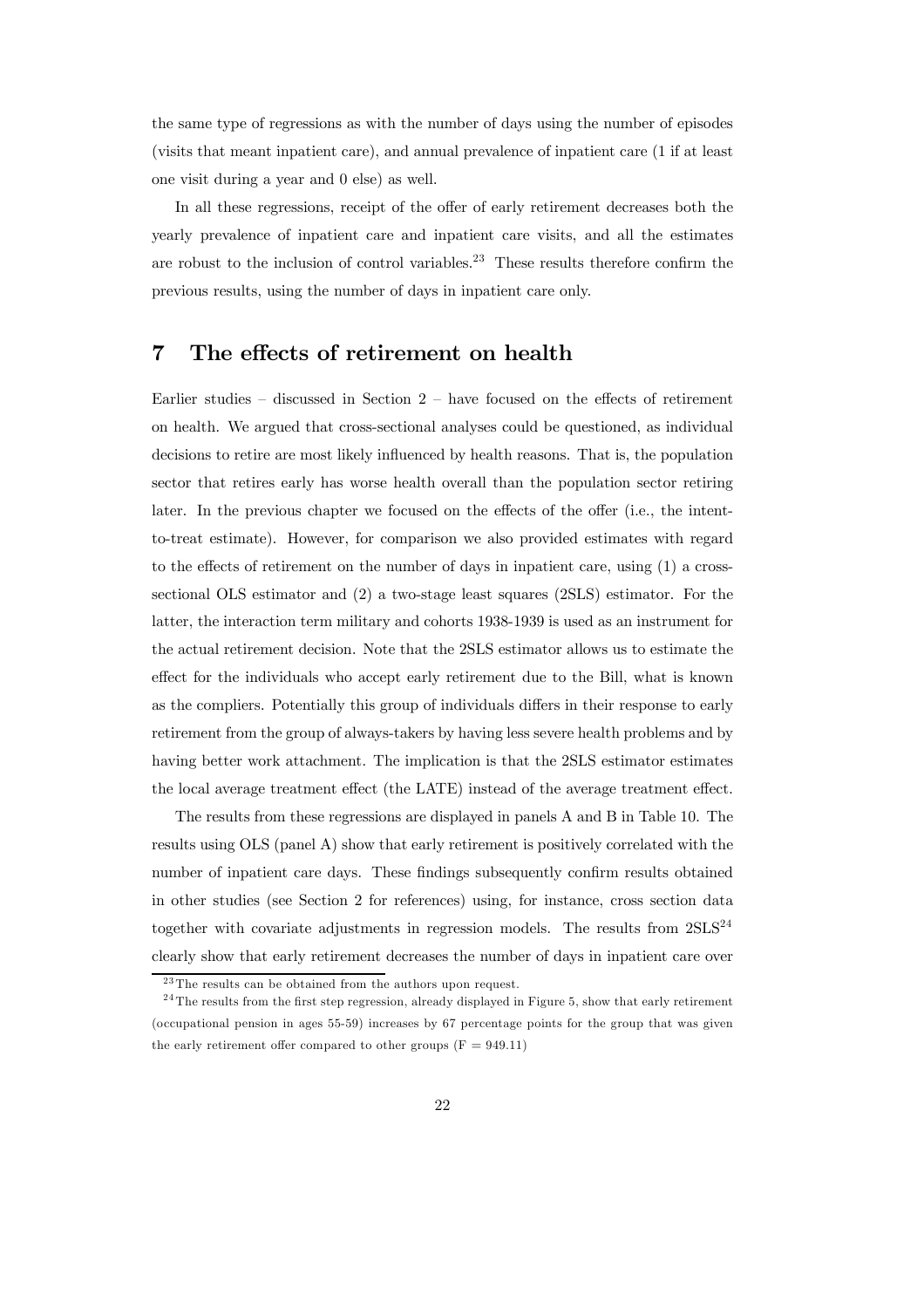the same type of regressions as with the number of days using the number of episodes (visits that meant inpatient care), and annual prevalence of inpatient care (1 if at least one visit during a year and 0 else) as well.

In all these regressions, receipt of the offer of early retirement decreases both the yearly prevalence of inpatient care and inpatient care visits, and all the estimates are robust to the inclusion of control variables.[23] These results therefore confirm the previous results, using the number of days in inpatient care only.

# 7 The effects of retirement on health

Earlier studies – discussed in Section 2 – have focused on the effects of retirement on health. We argued that cross-sectional analyses could be questioned, as individual decisions to retire are most likely influenced by health reasons. That is, the population sector that retires early has worse health overall than the population sector retiring later. In the previous chapter we focused on the effects of the offer (i.e., the intent-to-treat estimate). However, for comparison we also provided estimates with regard to the effects of retirement on the number of days in inpatient care, using (1) a cross-sectional OLS estimator and (2) a two-stage least squares (2SLS) estimator. For the latter, the interaction term military and cohorts 1938-1939 is used as an instrument for the actual retirement decision. Note that the 2SLS estimator allows us to estimate the effect for the individuals who accept early retirement due to the Bill, what is known as the compliers. Potentially this group of individuals differs in their response to early retirement from the group of always-takers by having less severe health problems and by having better work attachment. The implication is that the 2SLS estimator estimates the local average treatment effect (the LATE) instead of the average treatment effect.

The results from these regressions are displayed in panels A and B in Table 10. The results using OLS (panel A) show that early retirement is positively correlated with the number of inpatient care days. These findings subsequently confirm results obtained in other studies (see Section 2 for references) using, for instance, cross section data together with covariate adjustments in regression models. The results from 2SLS[24] clearly show that early retirement decreases the number of days in inpatient care over

[23] The results can be obtained from the authors upon request.

[24] The results from the first step regression, already displayed in Figure 5, show that early retirement (occupational pension in ages 55-59) increases by 67 percentage points for the group that was given the early retirement offer compared to other groups ($F = 949.11$)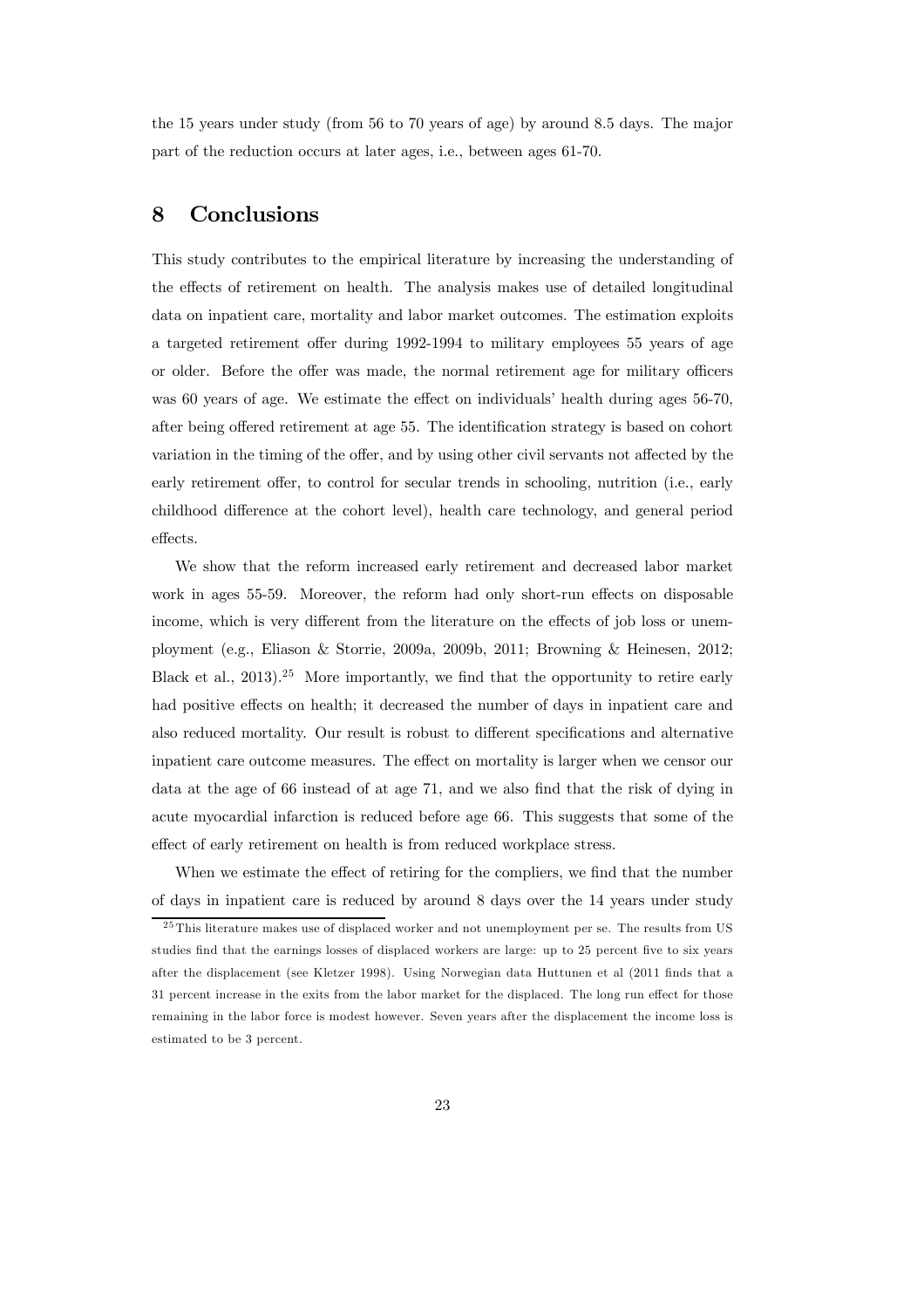the 15 years under study (from 56 to 70 years of age) by around 8.5 days. The major part of the reduction occurs at later ages, i.e., between ages 61-70.

# 8 Conclusions

This study contributes to the empirical literature by increasing the understanding of the effects of retirement on health. The analysis makes use of detailed longitudinal data on inpatient care, mortality and labor market outcomes. The estimation exploits a targeted retirement offer during 1992-1994 to military employees 55 years of age or older. Before the offer was made, the normal retirement age for military officers was 60 years of age. We estimate the effect on individuals' health during ages 56-70, after being offered retirement at age 55. The identification strategy is based on cohort variation in the timing of the offer, and by using other civil servants not affected by the early retirement offer, to control for secular trends in schooling, nutrition (i.e., early childhood difference at the cohort level), health care technology, and general period effects.

We show that the reform increased early retirement and decreased labor market work in ages 55-59. Moreover, the reform had only short-run effects on disposable income, which is very different from the literature on the effects of job loss or unemployment (e.g., Eliason & Storrie, 2009a, 2009b, 2011; Browning & Heinesen, 2012; Black et al., 2013).[25] More importantly, we find that the opportunity to retire early had positive effects on health; it decreased the number of days in inpatient care and also reduced mortality. Our result is robust to different specifications and alternative inpatient care outcome measures. The effect on mortality is larger when we censor our data at the age of 66 instead of at age 71, and we also find that the risk of dying in acute myocardial infarction is reduced before age 66. This suggests that some of the effect of early retirement on health is from reduced workplace stress.

When we estimate the effect of retiring for the compliers, we find that the number of days in inpatient care is reduced by around 8 days over the 14 years under study

[25] This literature makes use of displaced worker and not unemployment per se. The results from US studies find that the earnings losses of displaced workers are large: up to 25 percent five to six years after the displacement (see Kletzer 1998). Using Norwegian data Huttunen et al (2011 finds that a 31 percent increase in the exits from the labor market for the displaced. The long run effect for those remaining in the labor force is modest however. Seven years after the displacement the income loss is estimated to be 3 percent.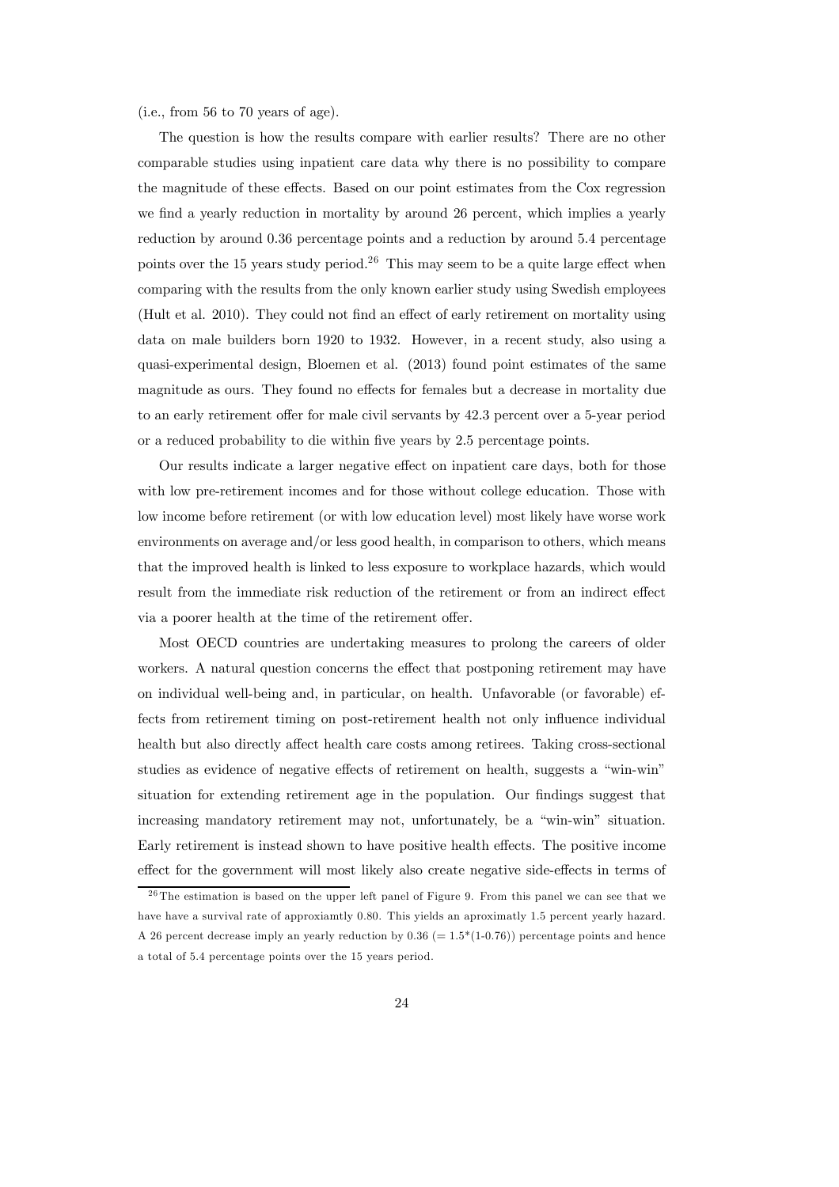(i.e., from 56 to 70 years of age).

The question is how the results compare with earlier results? There are no other comparable studies using inpatient care data why there is no possibility to compare the magnitude of these effects. Based on our point estimates from the Cox regression we find a yearly reduction in mortality by around 26 percent, which implies a yearly reduction by around 0.36 percentage points and a reduction by around 5.4 percentage points over the 15 years study period.[26] This may seem to be a quite large effect when comparing with the results from the only known earlier study using Swedish employees (Hult et al. 2010). They could not find an effect of early retirement on mortality using data on male builders born 1920 to 1932. However, in a recent study, also using a quasi-experimental design, Bloemen et al. (2013) found point estimates of the same magnitude as ours. They found no effects for females but a decrease in mortality due to an early retirement offer for male civil servants by 42.3 percent over a 5-year period or a reduced probability to die within five years by 2.5 percentage points.

Our results indicate a larger negative effect on inpatient care days, both for those with low pre-retirement incomes and for those without college education. Those with low income before retirement (or with low education level) most likely have worse work environments on average and/or less good health, in comparison to others, which means that the improved health is linked to less exposure to workplace hazards, which would result from the immediate risk reduction of the retirement or from an indirect effect via a poorer health at the time of the retirement offer.

Most OECD countries are undertaking measures to prolong the careers of older workers. A natural question concerns the effect that postponing retirement may have on individual well-being and, in particular, on health. Unfavorable (or favorable) effects from retirement timing on post-retirement health not only influence individual health but also directly affect health care costs among retirees. Taking cross-sectional studies as evidence of negative effects of retirement on health, suggests a "win-win" situation for extending retirement age in the population. Our findings suggest that increasing mandatory retirement may not, unfortunately, be a "win-win" situation. Early retirement is instead shown to have positive health effects. The positive income effect for the government will most likely also create negative side-effects in terms of

[26] The estimation is based on the upper left panel of Figure 9. From this panel we can see that we have have a survival rate of approxiamtly 0.80. This yields an aproximatly 1.5 percent yearly hazard. A 26 percent decrease imply an yearly reduction by 0.36 (= 1.5*(1-0.76)) percentage points and hence a total of 5.4 percentage points over the 15 years period.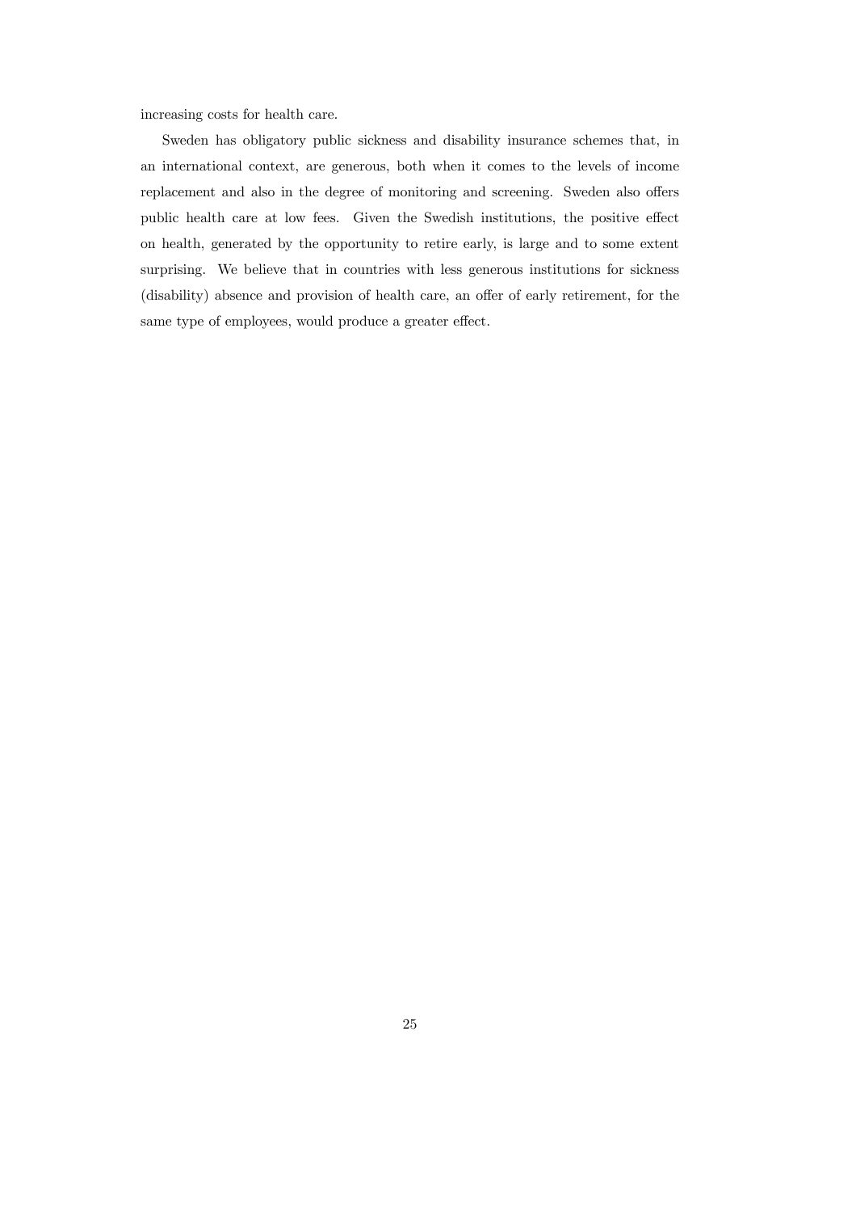increasing costs for health care.

Sweden has obligatory public sickness and disability insurance schemes that, in an international context, are generous, both when it comes to the levels of income replacement and also in the degree of monitoring and screening. Sweden also offers public health care at low fees. Given the Swedish institutions, the positive effect on health, generated by the opportunity to retire early, is large and to some extent surprising. We believe that in countries with less generous institutions for sickness (disability) absence and provision of health care, an offer of early retirement, for the same type of employees, would produce a greater effect.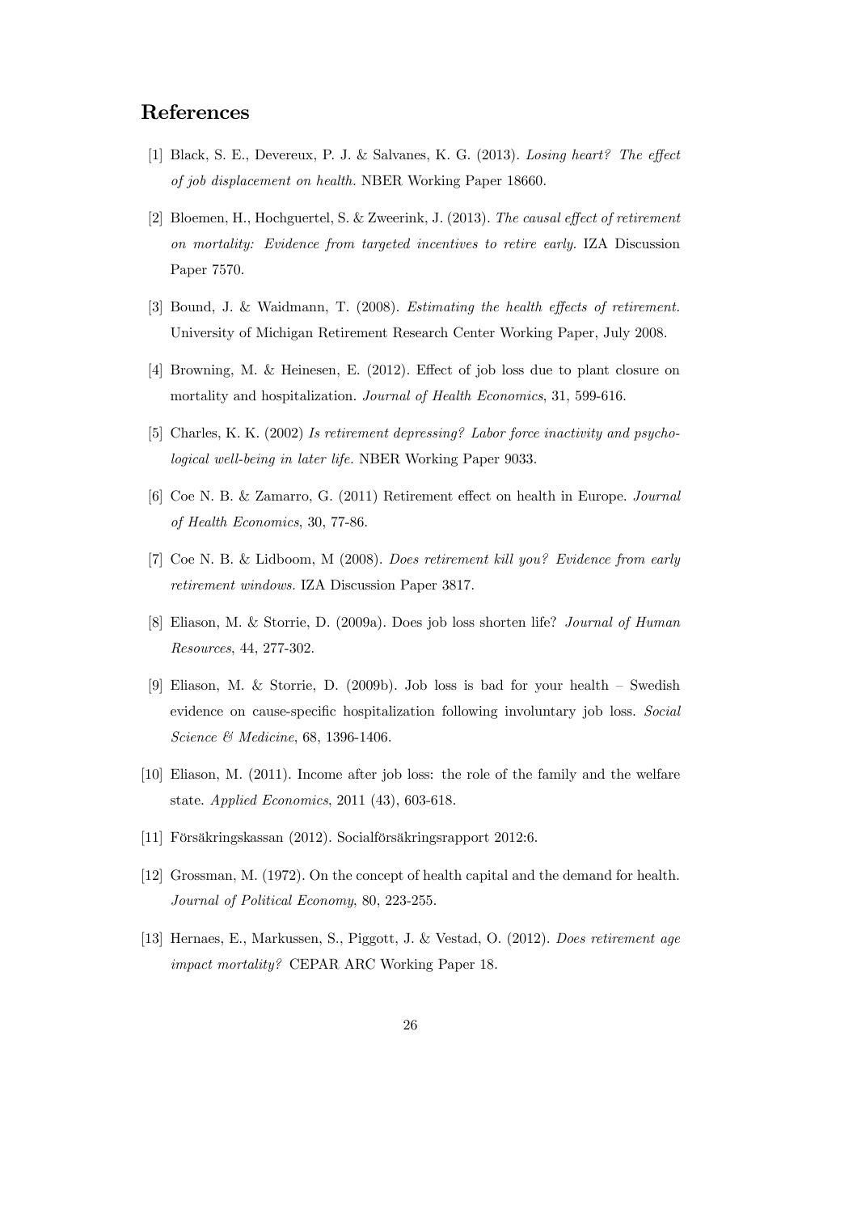## References

[1] Black, S. E., Devereux, P. J. & Salvanes, K. G. (2013). *Losing heart? The effect of job displacement on health.* NBER Working Paper 18660.

[2] Bloemen, H., Hochguertel, S. & Zweerink, J. (2013). *The causal effect of retirement on mortality: Evidence from targeted incentives to retire early.* IZA Discussion Paper 7570.

[3] Bound, J. & Waidmann, T. (2008). *Estimating the health effects of retirement.* University of Michigan Retirement Research Center Working Paper, July 2008.

[4] Browning, M. & Heinesen, E. (2012). Effect of job loss due to plant closure on mortality and hospitalization. *Journal of Health Economics*, 31, 599-616.

[5] Charles, K. K. (2002) *Is retirement depressing? Labor force inactivity and psychological well-being in later life.* NBER Working Paper 9033.

[6] Coe N. B. & Zamarro, G. (2011) Retirement effect on health in Europe. *Journal of Health Economics*, 30, 77-86.

[7] Coe N. B. & Lidboom, M (2008). *Does retirement kill you? Evidence from early retirement windows.* IZA Discussion Paper 3817.

[8] Eliason, M. & Storrie, D. (2009a). Does job loss shorten life? *Journal of Human Resources*, 44, 277-302.

[9] Eliason, M. & Storrie, D. (2009b). Job loss is bad for your health – Swedish evidence on cause-specific hospitalization following involuntary job loss. *Social Science & Medicine*, 68, 1396-1406.

[10] Eliason, M. (2011). Income after job loss: the role of the family and the welfare state. *Applied Economics*, 2011 (43), 603-618.

[11] Försäkringskassan (2012). Socialförsäkringsrapport 2012:6.

[12] Grossman, M. (1972). On the concept of health capital and the demand for health. *Journal of Political Economy*, 80, 223-255.

[13] Hernaes, E., Markussen, S., Piggott, J. & Vestad, O. (2012). *Does retirement age impact mortality?* CEPAR ARC Working Paper 18.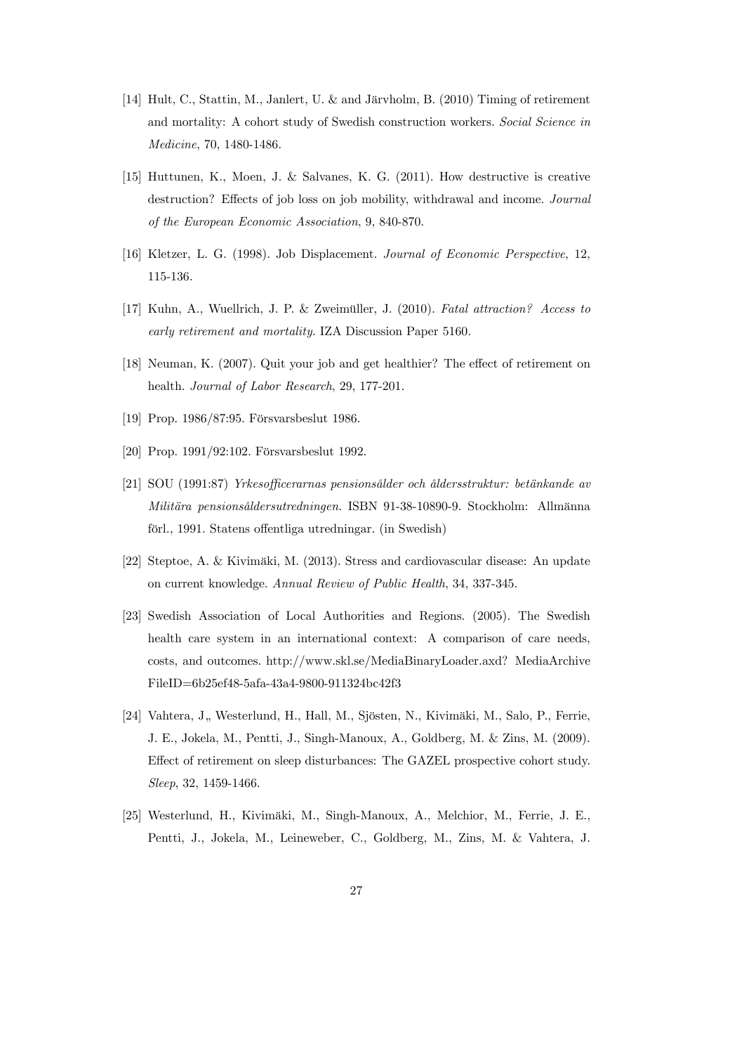[14] Hult, C., Stattin, M., Janlert, U. & and Järvholm, B. (2010) Timing of retirement and mortality: A cohort study of Swedish construction workers. *Social Science in Medicine*, 70, 1480-1486.

[15] Huttunen, K., Moen, J. & Salvanes, K. G. (2011). How destructive is creative destruction? Effects of job loss on job mobility, withdrawal and income. *Journal of the European Economic Association*, 9, 840-870.

[16] Kletzer, L. G. (1998). Job Displacement. *Journal of Economic Perspective*, 12, 115-136.

[17] Kuhn, A., Wuellrich, J. P. & Zweimüller, J. (2010). *Fatal attraction? Access to early retirement and mortality.* IZA Discussion Paper 5160.

[18] Neuman, K. (2007). Quit your job and get healthier? The effect of retirement on health. *Journal of Labor Research*, 29, 177-201.

[19] Prop. 1986/87:95. Försvarsbeslut 1986.

[20] Prop. 1991/92:102. Försvarsbeslut 1992.

[21] SOU (1991:87) *Yrkesofficerarnas pensionsålder och åldersstruktur: betänkande av Militära pensionsåldersutredningen.* ISBN 91-38-10890-9. Stockholm: Allmänna förl., 1991. Statens offentliga utredningar. (in Swedish)

[22] Steptoe, A. & Kivimäki, M. (2013). Stress and cardiovascular disease: An update on current knowledge. *Annual Review of Public Health*, 34, 337-345.

[23] Swedish Association of Local Authorities and Regions. (2005). The Swedish health care system in an international context: A comparison of care needs, costs, and outcomes. http://www.skl.se/MediaBinaryLoader.axd? MediaArchive FileID=6b25ef48-5afa-43a4-9800-911324bc42f3

[24] Vahtera, J„ Westerlund, H., Hall, M., Sjösten, N., Kivimäki, M., Salo, P., Ferrie, J. E., Jokela, M., Pentti, J., Singh-Manoux, A., Goldberg, M. & Zins, M. (2009). Effect of retirement on sleep disturbances: The GAZEL prospective cohort study. *Sleep*, 32, 1459-1466.

[25] Westerlund, H., Kivimäki, M., Singh-Manoux, A., Melchior, M., Ferrie, J. E., Pentti, J., Jokela, M., Leineweber, C., Goldberg, M., Zins, M. & Vahtera, J.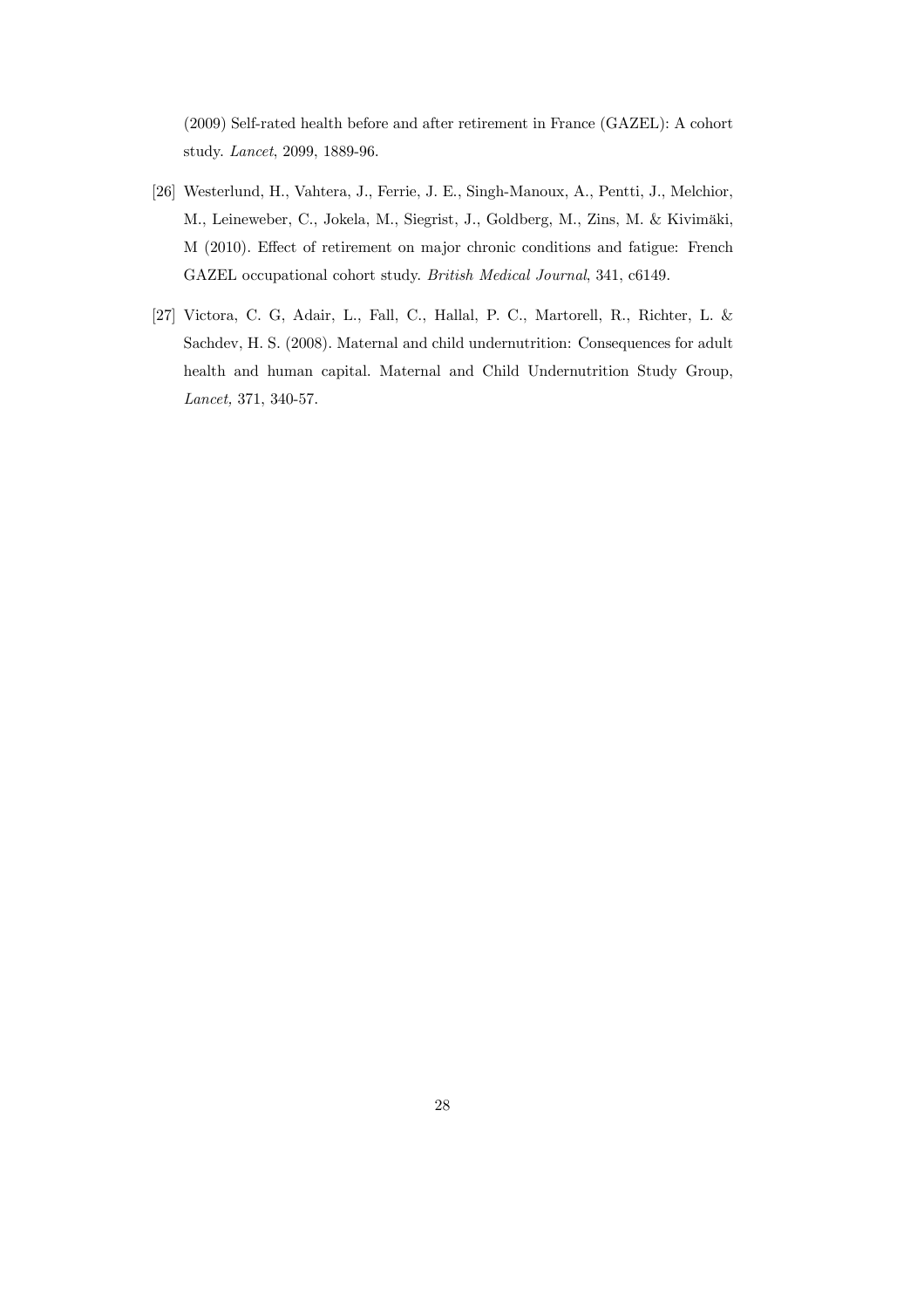(2009) Self-rated health before and after retirement in France (GAZEL): A cohort study. *Lancet*, 2099, 1889-96.

[26] Westerlund, H., Vahtera, J., Ferrie, J. E., Singh-Manoux, A., Pentti, J., Melchior, M., Leineweber, C., Jokela, M., Siegrist, J., Goldberg, M., Zins, M. & Kivimäki, M (2010). Effect of retirement on major chronic conditions and fatigue: French GAZEL occupational cohort study. *British Medical Journal*, 341, c6149.

[27] Victora, C. G, Adair, L., Fall, C., Hallal, P. C., Martorell, R., Richter, L. & Sachdev, H. S. (2008). Maternal and child undernutrition: Consequences for adult health and human capital. Maternal and Child Undernutrition Study Group, *Lancet,* 371, 340-57.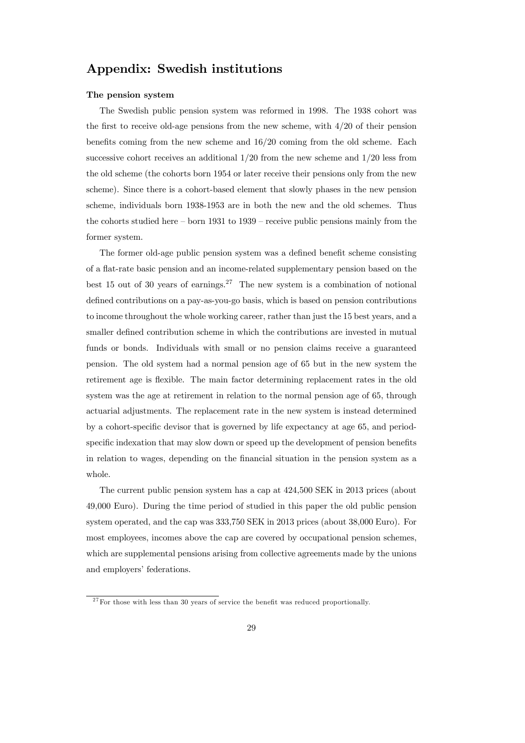## Appendix: Swedish institutions

**The pension system**

The Swedish public pension system was reformed in 1998. The 1938 cohort was the first to receive old-age pensions from the new scheme, with 4/20 of their pension benefits coming from the new scheme and 16/20 coming from the old scheme. Each successive cohort receives an additional 1/20 from the new scheme and 1/20 less from the old scheme (the cohorts born 1954 or later receive their pensions only from the new scheme). Since there is a cohort-based element that slowly phases in the new pension scheme, individuals born 1938-1953 are in both the new and the old schemes. Thus the cohorts studied here – born 1931 to 1939 – receive public pensions mainly from the former system.

The former old-age public pension system was a defined benefit scheme consisting of a flat-rate basic pension and an income-related supplementary pension based on the best 15 out of 30 years of earnings.[27] The new system is a combination of notional defined contributions on a pay-as-you-go basis, which is based on pension contributions to income throughout the whole working career, rather than just the 15 best years, and a smaller defined contribution scheme in which the contributions are invested in mutual funds or bonds. Individuals with small or no pension claims receive a guaranteed pension. The old system had a normal pension age of 65 but in the new system the retirement age is flexible. The main factor determining replacement rates in the old system was the age at retirement in relation to the normal pension age of 65, through actuarial adjustments. The replacement rate in the new system is instead determined by a cohort-specific devisor that is governed by life expectancy at age 65, and period-specific indexation that may slow down or speed up the development of pension benefits in relation to wages, depending on the financial situation in the pension system as a whole.

The current public pension system has a cap at 424,500 SEK in 2013 prices (about 49,000 Euro). During the time period of studied in this paper the old public pension system operated, and the cap was 333,750 SEK in 2013 prices (about 38,000 Euro). For most employees, incomes above the cap are covered by occupational pension schemes, which are supplemental pensions arising from collective agreements made by the unions and employers' federations.

[27] For those with less than 30 years of service the benefit was reduced proportionally.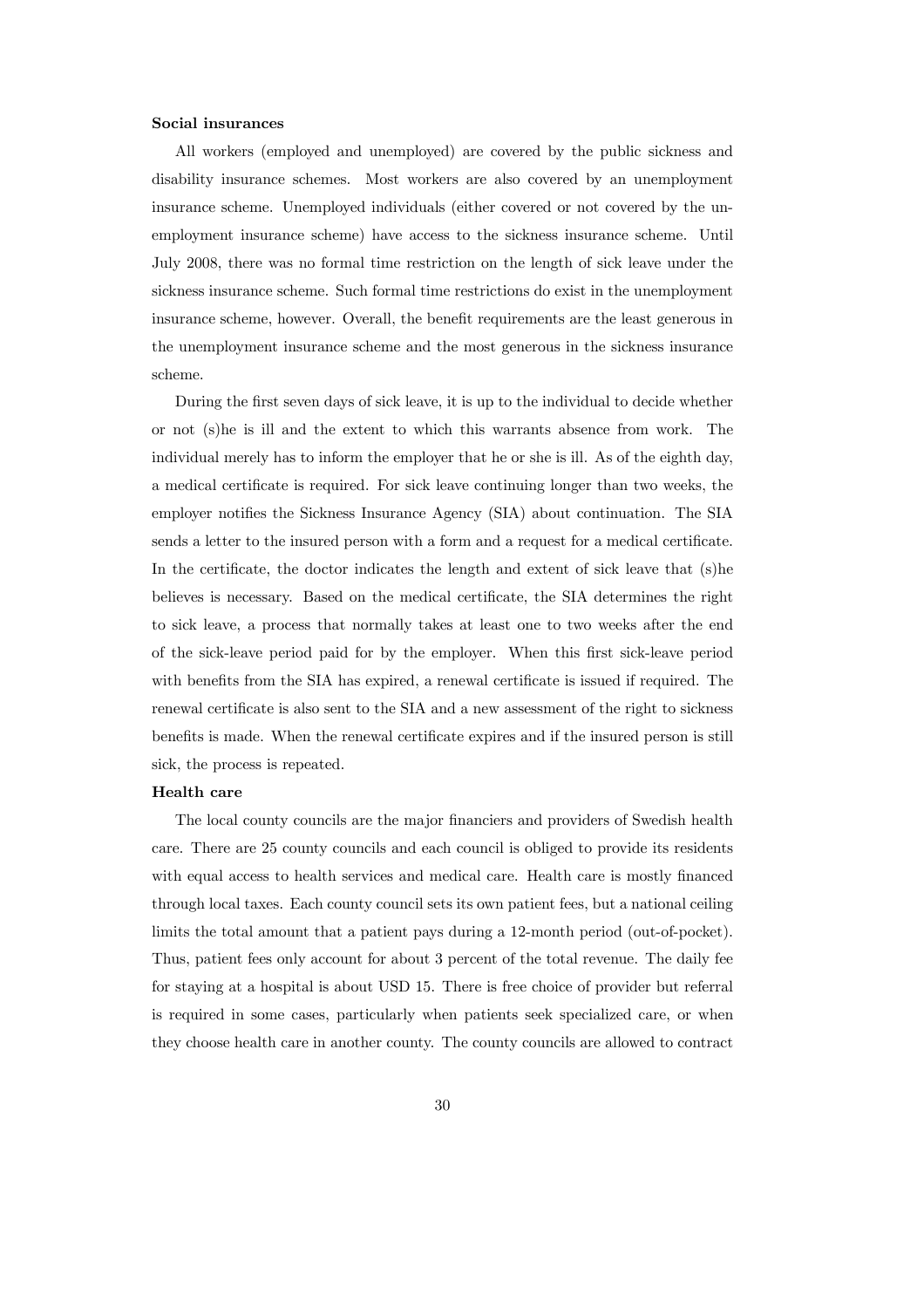**Social insurances**

All workers (employed and unemployed) are covered by the public sickness and disability insurance schemes. Most workers are also covered by an unemployment insurance scheme. Unemployed individuals (either covered or not covered by the unemployment insurance scheme) have access to the sickness insurance scheme. Until July 2008, there was no formal time restriction on the length of sick leave under the sickness insurance scheme. Such formal time restrictions do exist in the unemployment insurance scheme, however. Overall, the benefit requirements are the least generous in the unemployment insurance scheme and the most generous in the sickness insurance scheme.

During the first seven days of sick leave, it is up to the individual to decide whether or not (s)he is ill and the extent to which this warrants absence from work. The individual merely has to inform the employer that he or she is ill. As of the eighth day, a medical certificate is required. For sick leave continuing longer than two weeks, the employer notifies the Sickness Insurance Agency (SIA) about continuation. The SIA sends a letter to the insured person with a form and a request for a medical certificate. In the certificate, the doctor indicates the length and extent of sick leave that (s)he believes is necessary. Based on the medical certificate, the SIA determines the right to sick leave, a process that normally takes at least one to two weeks after the end of the sick-leave period paid for by the employer. When this first sick-leave period with benefits from the SIA has expired, a renewal certificate is issued if required. The renewal certificate is also sent to the SIA and a new assessment of the right to sickness benefits is made. When the renewal certificate expires and if the insured person is still sick, the process is repeated.

**Health care**

The local county councils are the major financiers and providers of Swedish health care. There are 25 county councils and each council is obliged to provide its residents with equal access to health services and medical care. Health care is mostly financed through local taxes. Each county council sets its own patient fees, but a national ceiling limits the total amount that a patient pays during a 12-month period (out-of-pocket). Thus, patient fees only account for about 3 percent of the total revenue. The daily fee for staying at a hospital is about USD 15. There is free choice of provider but referral is required in some cases, particularly when patients seek specialized care, or when they choose health care in another county. The county councils are allowed to contract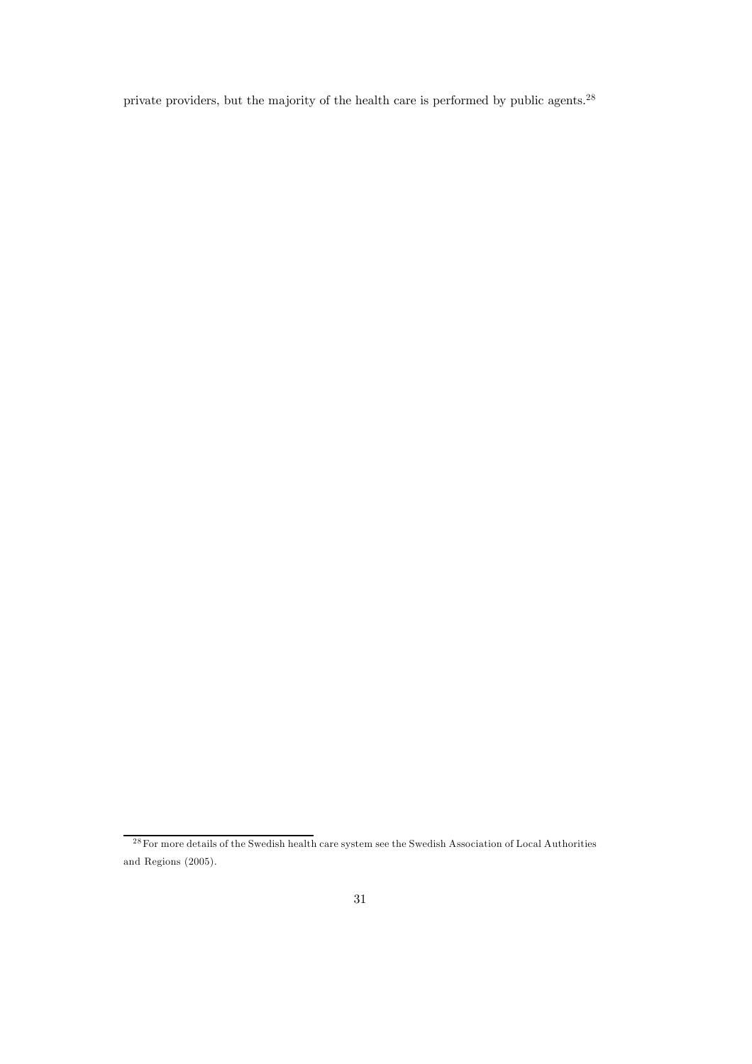private providers, but the majority of the health care is performed by public agents.[28]

[28] For more details of the Swedish health care system see the Swedish Association of Local Authorities and Regions (2005).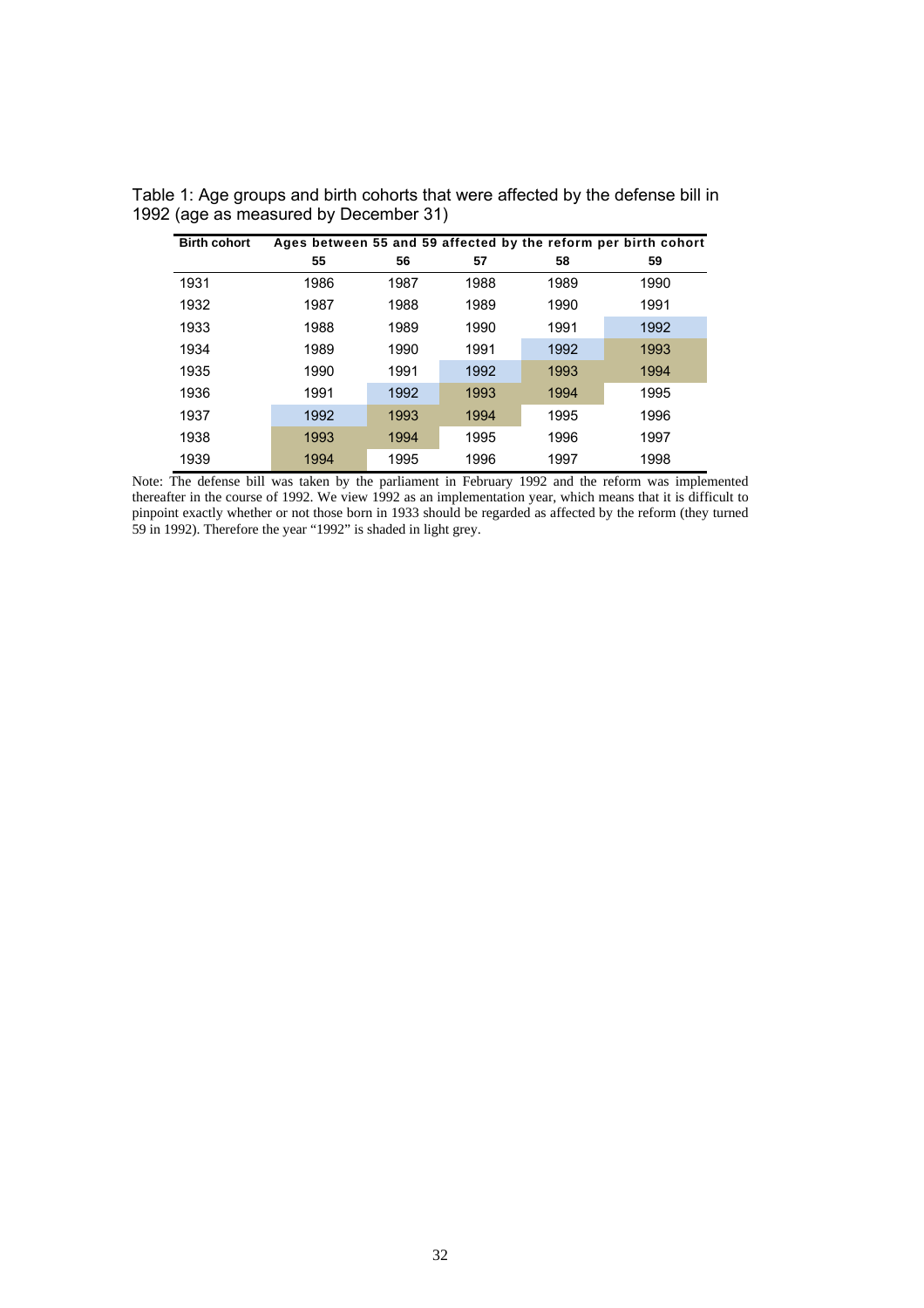Table 1: Age groups and birth cohorts that were affected by the defense bill in 1992 (age as measured by December 31)

| Birth cohort | Ages between 55 and 59 affected by the reform per birth cohort | | | | |
|---|---|---|---|---|---|
| | 55 | 56 | 57 | 58 | 59 |
| 1931 | 1986 | 1987 | 1988 | 1989 | 1990 |
| 1932 | 1987 | 1988 | 1989 | 1990 | 1991 |
| 1933 | 1988 | 1989 | 1990 | 1991 | 1992 |
| 1934 | 1989 | 1990 | 1991 | 1992 | 1993 |
| 1935 | 1990 | 1991 | 1992 | 1993 | 1994 |
| 1936 | 1991 | 1992 | 1993 | 1994 | 1995 |
| 1937 | 1992 | 1993 | 1994 | 1995 | 1996 |
| 1938 | 1993 | 1994 | 1995 | 1996 | 1997 |
| 1939 | 1994 | 1995 | 1996 | 1997 | 1998 |

Note: The defense bill was taken by the parliament in February 1992 and the reform was implemented thereafter in the course of 1992. We view 1992 as an implementation year, which means that it is difficult to pinpoint exactly whether or not those born in 1933 should be regarded as affected by the reform (they turned 59 in 1992). Therefore the year "1992" is shaded in light grey.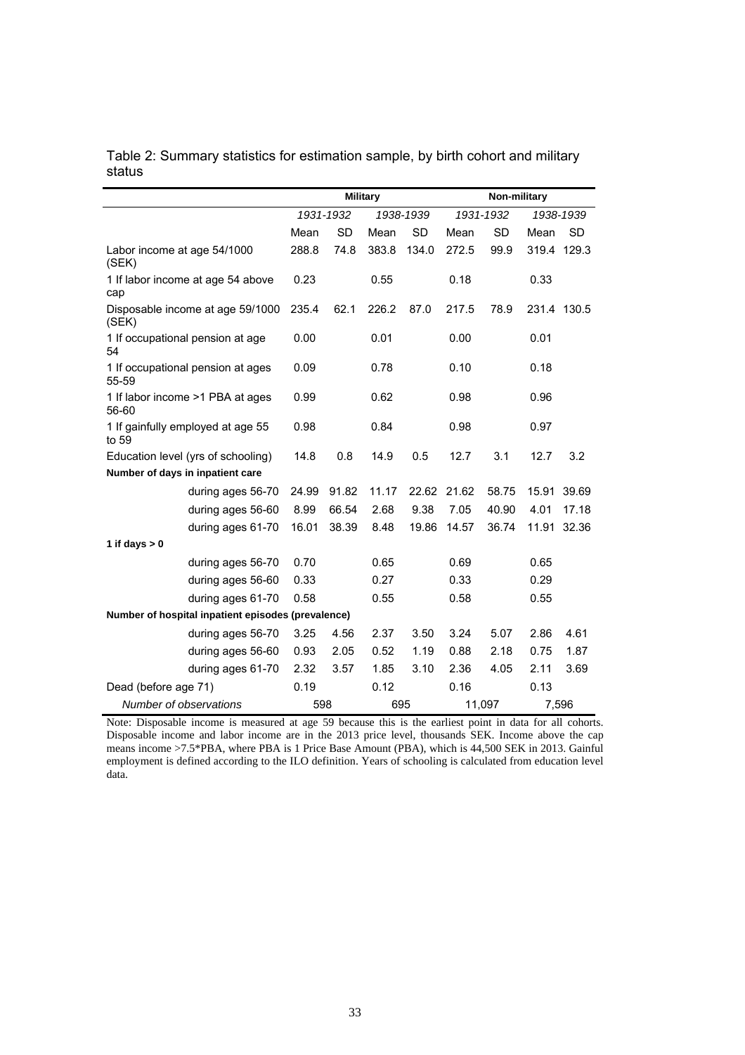Table 2: Summary statistics for estimation sample, by birth cohort and military status

| | Military | | | | Non-military | | | |
|---|---|---|---|---|---|---|---|---|
| | *1931-1932* | | *1938-1939* | | *1931-1932* | | *1938-1939* | |
| | Mean | SD | Mean | SD | Mean | SD | Mean | SD |
| Labor income at age 54/1000 (SEK) | 288.8 | 74.8 | 383.8 | 134.0 | 272.5 | 99.9 | 319.4 | 129.3 |
| 1 If labor income at age 54 above cap | 0.23 | | 0.55 | | 0.18 | | 0.33 | |
| Disposable income at age 59/1000 (SEK) | 235.4 | 62.1 | 226.2 | 87.0 | 217.5 | 78.9 | 231.4 | 130.5 |
| 1 If occupational pension at age 54 | 0.00 | | 0.01 | | 0.00 | | 0.01 | |
| 1 If occupational pension at ages 55-59 | 0.09 | | 0.78 | | 0.10 | | 0.18 | |
| 1 If labor income >1 PBA at ages 56-60 | 0.99 | | 0.62 | | 0.98 | | 0.96 | |
| 1 If gainfully employed at age 55 to 59 | 0.98 | | 0.84 | | 0.98 | | 0.97 | |
| Education level (yrs of schooling) | 14.8 | 0.8 | 14.9 | 0.5 | 12.7 | 3.1 | 12.7 | 3.2 |
| **Number of days in inpatient care** | | | | | | | | |
| during ages 56-70 | 24.99 | 91.82 | 11.17 | 22.62 | 21.62 | 58.75 | 15.91 | 39.69 |
| during ages 56-60 | 8.99 | 66.54 | 2.68 | 9.38 | 7.05 | 40.90 | 4.01 | 17.18 |
| during ages 61-70 | 16.01 | 38.39 | 8.48 | 19.86 | 14.57 | 36.74 | 11.91 | 32.36 |
| **1 if days > 0** | | | | | | | | |
| during ages 56-70 | 0.70 | | 0.65 | | 0.69 | | 0.65 | |
| during ages 56-60 | 0.33 | | 0.27 | | 0.33 | | 0.29 | |
| during ages 61-70 | 0.58 | | 0.55 | | 0.58 | | 0.55 | |
| **Number of hospital inpatient episodes (prevalence)** | | | | | | | | |
| during ages 56-70 | 3.25 | 4.56 | 2.37 | 3.50 | 3.24 | 5.07 | 2.86 | 4.61 |
| during ages 56-60 | 0.93 | 2.05 | 0.52 | 1.19 | 0.88 | 2.18 | 0.75 | 1.87 |
| during ages 61-70 | 2.32 | 3.57 | 1.85 | 3.10 | 2.36 | 4.05 | 2.11 | 3.69 |
| Dead (before age 71) | 0.19 | | 0.12 | | 0.16 | | 0.13 | |
| *Number of observations* | 598 | | 695 | | 11,097 | | 7,596 | |

Note: Disposable income is measured at age 59 because this is the earliest point in data for all cohorts. Disposable income and labor income are in the 2013 price level, thousands SEK. Income above the cap means income >7.5*PBA, where PBA is 1 Price Base Amount (PBA), which is 44,500 SEK in 2013. Gainful employment is defined according to the ILO definition. Years of schooling is calculated from education level data.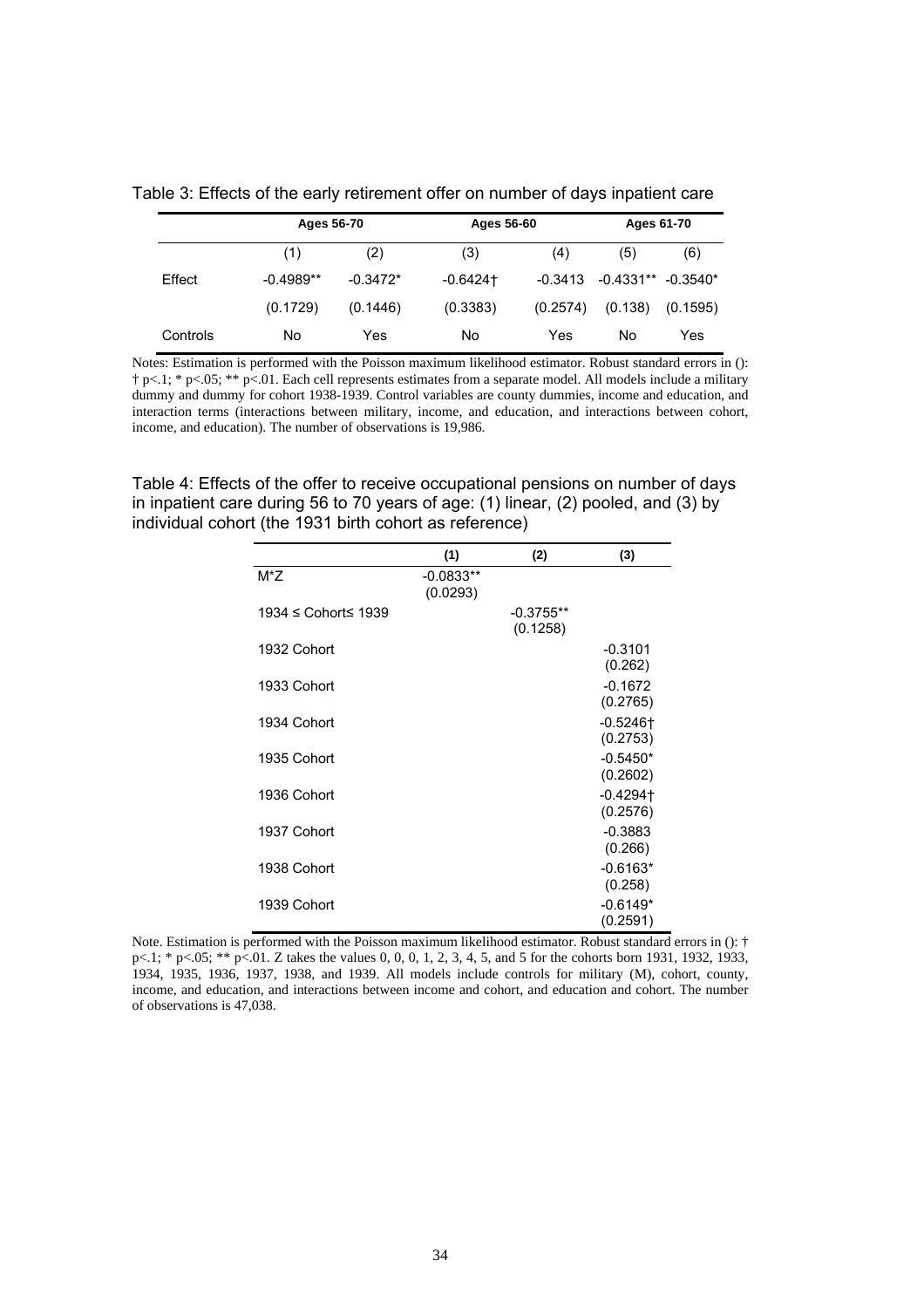Table 3: Effects of the early retirement offer on number of days inpatient care

| | Ages 56-70 | | Ages 56-60 | | Ages 61-70 | |
|---|---|---|---|---|---|---|
| | (1) | (2) | (3) | (4) | (5) | (6) |
| Effect | -0.4989** | -0.3472* | -0.6424† | -0.3413 | -0.4331** | -0.3540* |
| | (0.1729) | (0.1446) | (0.3383) | (0.2574) | (0.138) | (0.1595) |
| Controls | No | Yes | No | Yes | No | Yes |

Notes: Estimation is performed with the Poisson maximum likelihood estimator. Robust standard errors in (): † p<.1; * p<.05; ** p<.01. Each cell represents estimates from a separate model. All models include a military dummy and dummy for cohort 1938-1939. Control variables are county dummies, income and education, and interaction terms (interactions between military, income, and education, and interactions between cohort, income, and education). The number of observations is 19,986.

Table 4: Effects of the offer to receive occupational pensions on number of days in inpatient care during 56 to 70 years of age: (1) linear, (2) pooled, and (3) by individual cohort (the 1931 birth cohort as reference)

| | (1) | (2) | (3) |
|---|---|---|---|
| M*Z | -0.0833** (0.0293) | | |
| 1934 ≤ Cohort≤ 1939 | | -0.3755** (0.1258) | |
| 1932 Cohort | | | -0.3101 (0.262) |
| 1933 Cohort | | | -0.1672 (0.2765) |
| 1934 Cohort | | | -0.5246† (0.2753) |
| 1935 Cohort | | | -0.5450* (0.2602) |
| 1936 Cohort | | | -0.4294† (0.2576) |
| 1937 Cohort | | | -0.3883 (0.266) |
| 1938 Cohort | | | -0.6163* (0.258) |
| 1939 Cohort | | | -0.6149* (0.2591) |

Note. Estimation is performed with the Poisson maximum likelihood estimator. Robust standard errors in (): † p<.1; * p<.05; ** p<.01. Z takes the values 0, 0, 0, 1, 2, 3, 4, 5, and 5 for the cohorts born 1931, 1932, 1933, 1934, 1935, 1936, 1937, 1938, and 1939. All models include controls for military (M), cohort, county, income, and education, and interactions between income and cohort, and education and cohort. The number of observations is 47,038.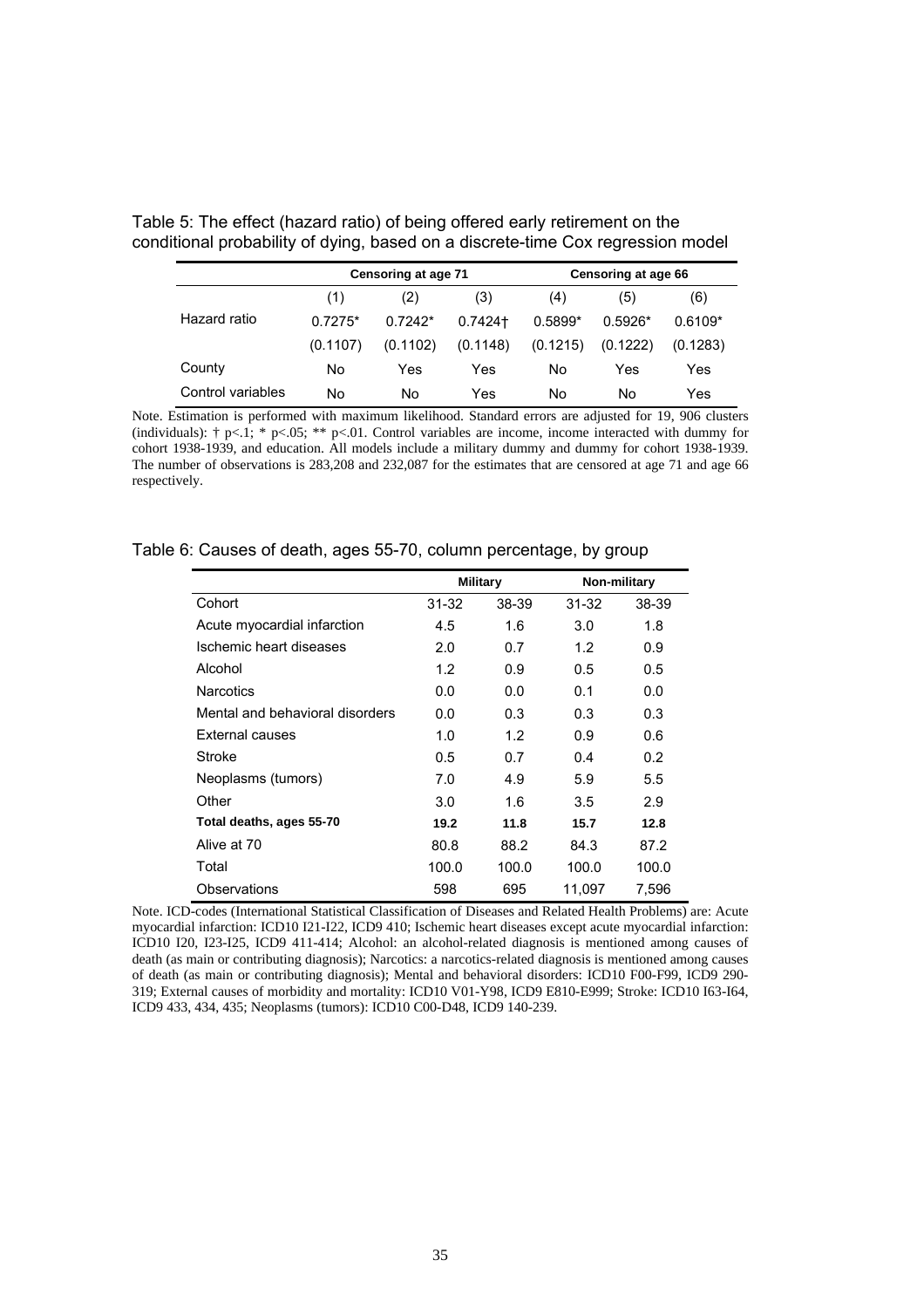Table 5: The effect (hazard ratio) of being offered early retirement on the conditional probability of dying, based on a discrete-time Cox regression model

| | Censoring at age 71 | | | Censoring at age 66 | | |
|---|---|---|---|---|---|---|
| | (1) | (2) | (3) | (4) | (5) | (6) |
| Hazard ratio | 0.7275* | 0.7242* | 0.7424† | 0.5899* | 0.5926* | 0.6109* |
| | (0.1107) | (0.1102) | (0.1148) | (0.1215) | (0.1222) | (0.1283) |
| County | No | Yes | Yes | No | Yes | Yes |
| Control variables | No | No | Yes | No | No | Yes |

Note. Estimation is performed with maximum likelihood. Standard errors are adjusted for 19, 906 clusters (individuals): † p<.1; * p<.05; ** p<.01. Control variables are income, income interacted with dummy for cohort 1938-1939, and education. All models include a military dummy and dummy for cohort 1938-1939. The number of observations is 283,208 and 232,087 for the estimates that are censored at age 71 and age 66 respectively.

Table 6: Causes of death, ages 55-70, column percentage, by group

| | Military | | Non-military | |
|---|---|---|---|---|
| Cohort | 31-32 | 38-39 | 31-32 | 38-39 |
| Acute myocardial infarction | 4.5 | 1.6 | 3.0 | 1.8 |
| Ischemic heart diseases | 2.0 | 0.7 | 1.2 | 0.9 |
| Alcohol | 1.2 | 0.9 | 0.5 | 0.5 |
| Narcotics | 0.0 | 0.0 | 0.1 | 0.0 |
| Mental and behavioral disorders | 0.0 | 0.3 | 0.3 | 0.3 |
| External causes | 1.0 | 1.2 | 0.9 | 0.6 |
| Stroke | 0.5 | 0.7 | 0.4 | 0.2 |
| Neoplasms (tumors) | 7.0 | 4.9 | 5.9 | 5.5 |
| Other | 3.0 | 1.6 | 3.5 | 2.9 |
| **Total deaths, ages 55-70** | **19.2** | **11.8** | **15.7** | **12.8** |
| Alive at 70 | 80.8 | 88.2 | 84.3 | 87.2 |
| Total | 100.0 | 100.0 | 100.0 | 100.0 |
| Observations | 598 | 695 | 11,097 | 7,596 |

Note. ICD-codes (International Statistical Classification of Diseases and Related Health Problems) are: Acute myocardial infarction: ICD10 I21-I22, ICD9 410; Ischemic heart diseases except acute myocardial infarction: ICD10 I20, I23-I25, ICD9 411-414; Alcohol: an alcohol-related diagnosis is mentioned among causes of death (as main or contributing diagnosis); Narcotics: a narcotics-related diagnosis is mentioned among causes of death (as main or contributing diagnosis); Mental and behavioral disorders: ICD10 F00-F99, ICD9 290-319; External causes of morbidity and mortality: ICD10 V01-Y98, ICD9 E810-E999; Stroke: ICD10 I63-I64, ICD9 433, 434, 435; Neoplasms (tumors): ICD10 C00-D48, ICD9 140-239.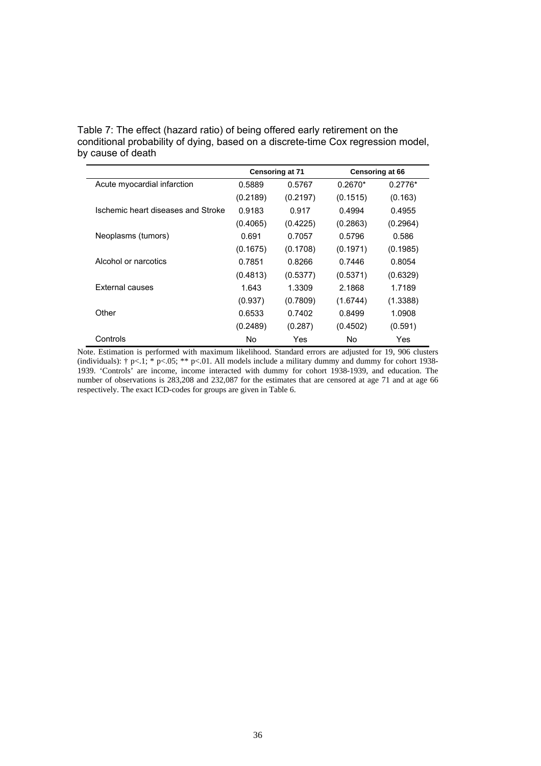Table 7: The effect (hazard ratio) of being offered early retirement on the conditional probability of dying, based on a discrete-time Cox regression model, by cause of death

| | **Censoring at 71** | | **Censoring at 66** | |
|---|---|---|---|---|
| Acute myocardial infarction | 0.5889 | 0.5767 | 0.2670* | 0.2776* |
| | (0.2189) | (0.2197) | (0.1515) | (0.163) |
| Ischemic heart diseases and Stroke | 0.9183 | 0.917 | 0.4994 | 0.4955 |
| | (0.4065) | (0.4225) | (0.2863) | (0.2964) |
| Neoplasms (tumors) | 0.691 | 0.7057 | 0.5796 | 0.586 |
| | (0.1675) | (0.1708) | (0.1971) | (0.1985) |
| Alcohol or narcotics | 0.7851 | 0.8266 | 0.7446 | 0.8054 |
| | (0.4813) | (0.5377) | (0.5371) | (0.6329) |
| External causes | 1.643 | 1.3309 | 2.1868 | 1.7189 |
| | (0.937) | (0.7809) | (1.6744) | (1.3388) |
| Other | 0.6533 | 0.7402 | 0.8499 | 1.0908 |
| | (0.2489) | (0.287) | (0.4502) | (0.591) |
| Controls | No | Yes | No | Yes |

Note. Estimation is performed with maximum likelihood. Standard errors are adjusted for 19, 906 clusters (individuals): † p<.1; * p<.05; ** p<.01. All models include a military dummy and dummy for cohort 1938-1939. 'Controls' are income, income interacted with dummy for cohort 1938-1939, and education. The number of observations is 283,208 and 232,087 for the estimates that are censored at age 71 and at age 66 respectively. The exact ICD-codes for groups are given in Table 6.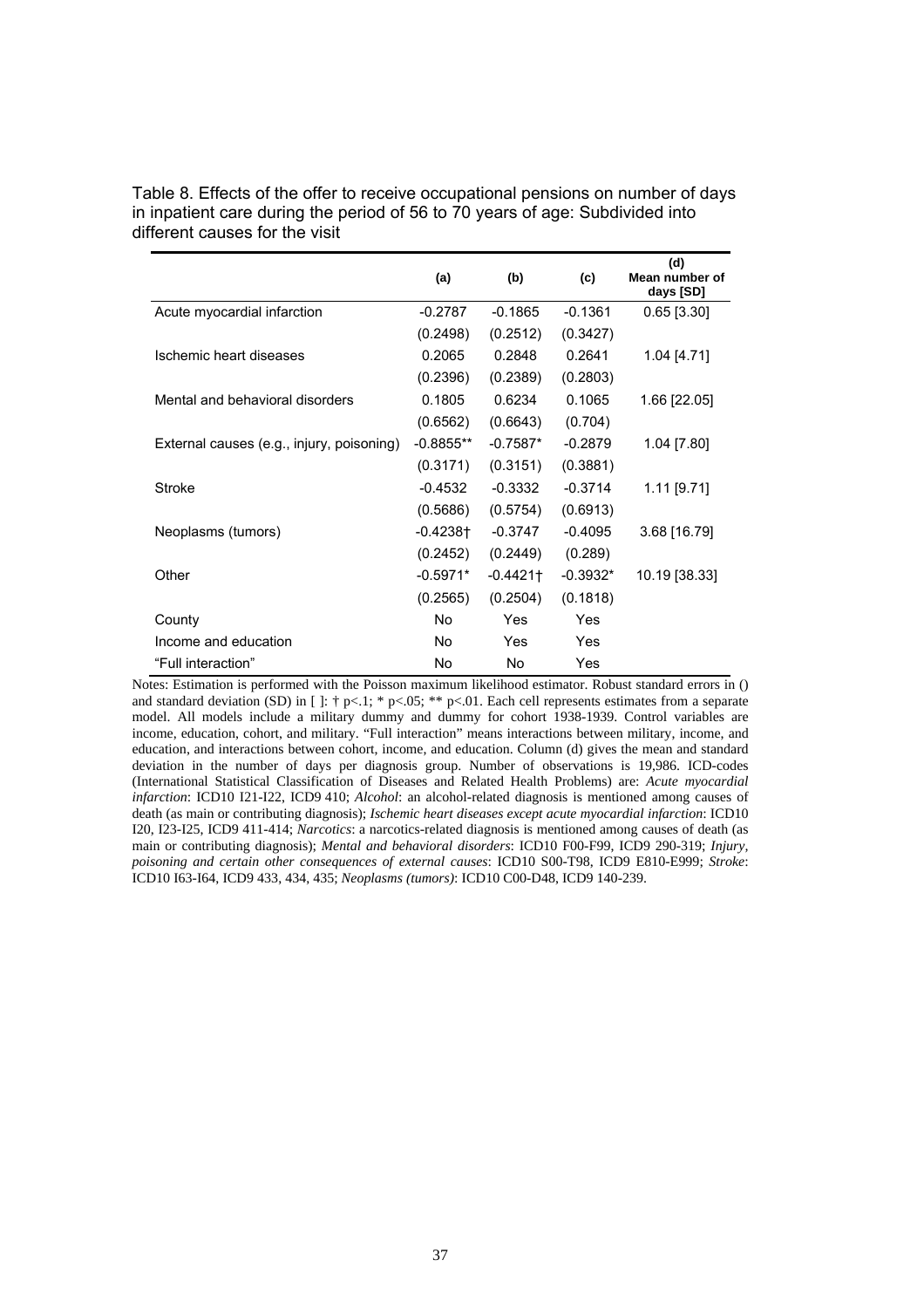Table 8. Effects of the offer to receive occupational pensions on number of days in inpatient care during the period of 56 to 70 years of age: Subdivided into different causes for the visit

| | (a) | (b) | (c) | (d) Mean number of days [SD] |
|---|---|---|---|---|
| Acute myocardial infarction | -0.2787 | -0.1865 | -0.1361 | 0.65 [3.30] |
| | (0.2498) | (0.2512) | (0.3427) | |
| Ischemic heart diseases | 0.2065 | 0.2848 | 0.2641 | 1.04 [4.71] |
| | (0.2396) | (0.2389) | (0.2803) | |
| Mental and behavioral disorders | 0.1805 | 0.6234 | 0.1065 | 1.66 [22.05] |
| | (0.6562) | (0.6643) | (0.704) | |
| External causes (e.g., injury, poisoning) | -0.8855** | -0.7587* | -0.2879 | 1.04 [7.80] |
| | (0.3171) | (0.3151) | (0.3881) | |
| Stroke | -0.4532 | -0.3332 | -0.3714 | 1.11 [9.71] |
| | (0.5686) | (0.5754) | (0.6913) | |
| Neoplasms (tumors) | -0.4238† | -0.3747 | -0.4095 | 3.68 [16.79] |
| | (0.2452) | (0.2449) | (0.289) | |
| Other | -0.5971* | -0.4421† | -0.3932* | 10.19 [38.33] |
| | (0.2565) | (0.2504) | (0.1818) | |
| County | No | Yes | Yes | |
| Income and education | No | Yes | Yes | |
| "Full interaction" | No | No | Yes | |

Notes: Estimation is performed with the Poisson maximum likelihood estimator. Robust standard errors in () and standard deviation (SD) in [ ]: † p<.1; * p<.05; ** p<.01. Each cell represents estimates from a separate model. All models include a military dummy and dummy for cohort 1938-1939. Control variables are income, education, cohort, and military. "Full interaction" means interactions between military, income, and education, and interactions between cohort, income, and education. Column (d) gives the mean and standard deviation in the number of days per diagnosis group. Number of observations is 19,986. ICD-codes (International Statistical Classification of Diseases and Related Health Problems) are: *Acute myocardial infarction*: ICD10 I21-I22, ICD9 410; *Alcohol*: an alcohol-related diagnosis is mentioned among causes of death (as main or contributing diagnosis); *Ischemic heart diseases except acute myocardial infarction*: ICD10 I20, I23-I25, ICD9 411-414; *Narcotics*: a narcotics-related diagnosis is mentioned among causes of death (as main or contributing diagnosis); *Mental and behavioral disorders*: ICD10 F00-F99, ICD9 290-319; *Injury, poisoning and certain other consequences of external causes*: ICD10 S00-T98, ICD9 E810-E999; *Stroke*: ICD10 I63-I64, ICD9 433, 434, 435; *Neoplasms (tumors)*: ICD10 C00-D48, ICD9 140-239.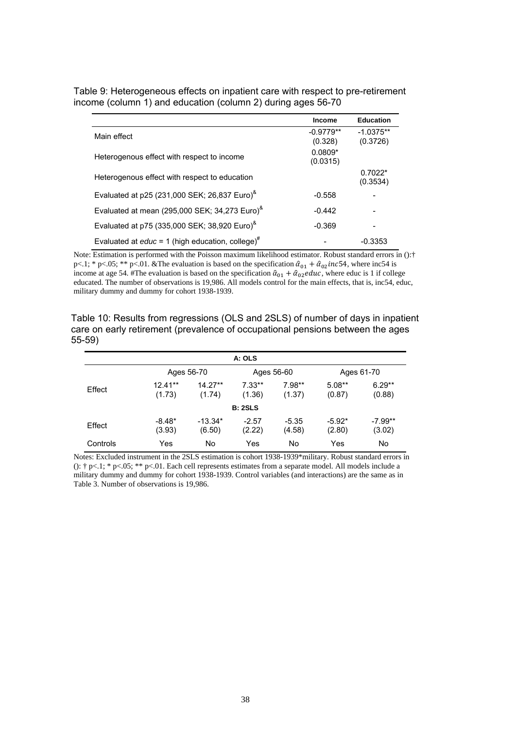Table 9: Heterogeneous effects on inpatient care with respect to pre-retirement income (column 1) and education (column 2) during ages 56-70

| | Income | Education |
|---|---|---|
| Main effect | -0.9779** (0.328) | -1.0375** (0.3726) |
| Heterogenous effect with respect to income | 0.0809* (0.0315) | |
| Heterogenous effect with respect to education | | 0.7022* (0.3534) |
| Evaluated at p25 (231,000 SEK; 26,837 Euro)[&] | -0.558 | - |
| Evaluated at mean (295,000 SEK; 34,273 Euro)[&] | -0.442 | - |
| Evaluated at p75 (335,000 SEK; 38,920 Euro)[&] | -0.369 | - |
| Evaluated at *educ* = 1 (high education, college)[#] | - | -0.3353 |

Note: Estimation is performed with the Poisson maximum likelihood estimator. Robust standard errors in ():† p<.1; * p<.05; ** p<.01. &The evaluation is based on the specification $\hat{\alpha}_{01} + \hat{\alpha}_{02} inc54$, where inc54 is income at age 54. #The evaluation is based on the specification $\hat{\alpha}_{01} + \hat{\alpha}_{02} educ$, where educ is 1 if college educated. The number of observations is 19,986. All models control for the main effects, that is, inc54, educ, military dummy and dummy for cohort 1938-1939.

Table 10: Results from regressions (OLS and 2SLS) of number of days in inpatient care on early retirement (prevalence of occupational pensions between the ages 55-59)

| | A: OLS | | | | | |
|---|---|---|---|---|---|---|
| | Ages 56-70 | | Ages 56-60 | | Ages 61-70 | |
| Effect | 12.41** (1.73) | 14.27** (1.74) | 7.33** (1.36) | 7.98** (1.37) | 5.08** (0.87) | 6.29** (0.88) |
| | **B: 2SLS** | | | | | |
| Effect | -8.48* (3.93) | -13.34* (6.50) | -2.57 (2.22) | -5.35 (4.58) | -5.92* (2.80) | -7.99** (3.02) |
| Controls | Yes | No | Yes | No | Yes | No |

Notes: Excluded instrument in the 2SLS estimation is cohort 1938-1939*military. Robust standard errors in (): † p<.1; * p<.05; ** p<.01. Each cell represents estimates from a separate model. All models include a military dummy and dummy for cohort 1938-1939. Control variables (and interactions) are the same as in Table 3. Number of observations is 19,986.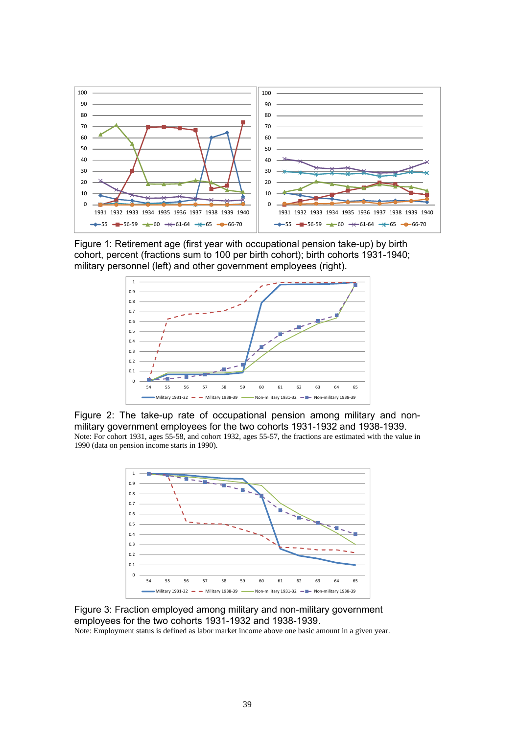Figure 1: Retirement age (first year with occupational pension take-up) by birth cohort, percent (fractions sum to 100 per birth cohort); birth cohorts 1931-1940; military personnel (left) and other government employees (right).

Figure 2: The take-up rate of occupational pension among military and non-military government employees for the two cohorts 1931-1932 and 1938-1939.

Note: For cohort 1931, ages 55-58, and cohort 1932, ages 55-57, the fractions are estimated with the value in 1990 (data on pension income starts in 1990).

Figure 3: Fraction employed among military and non-military government employees for the two cohorts 1931-1932 and 1938-1939.

Note: Employment status is defined as labor market income above one basic amount in a given year.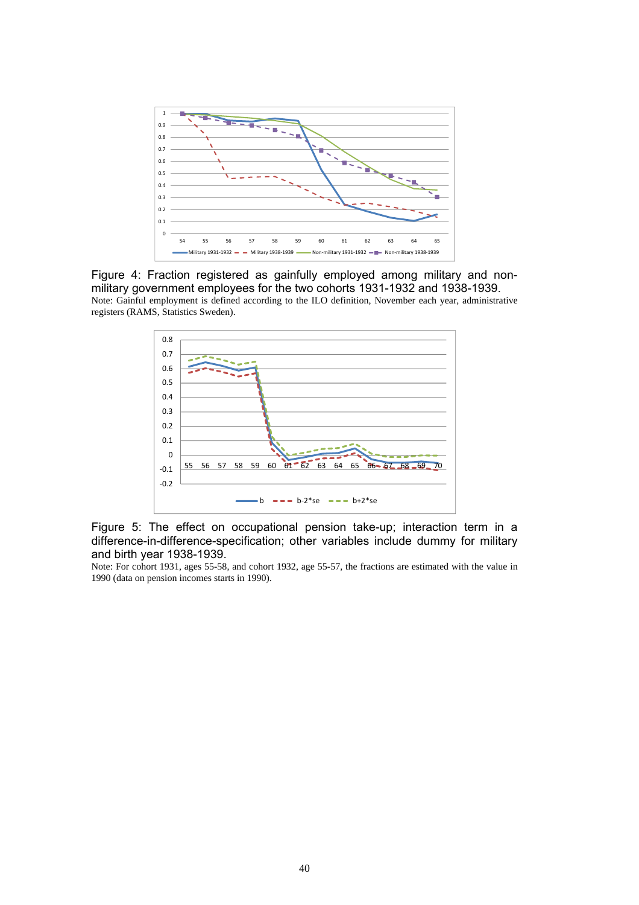Figure 4: Fraction registered as gainfully employed among military and non-military government employees for the two cohorts 1931-1932 and 1938-1939.

Note: Gainful employment is defined according to the ILO definition, November each year, administrative registers (RAMS, Statistics Sweden).

Figure 5: The effect on occupational pension take-up; interaction term in a difference-in-difference-specification; other variables include dummy for military and birth year 1938-1939.

Note: For cohort 1931, ages 55-58, and cohort 1932, age 55-57, the fractions are estimated with the value in 1990 (data on pension incomes starts in 1990).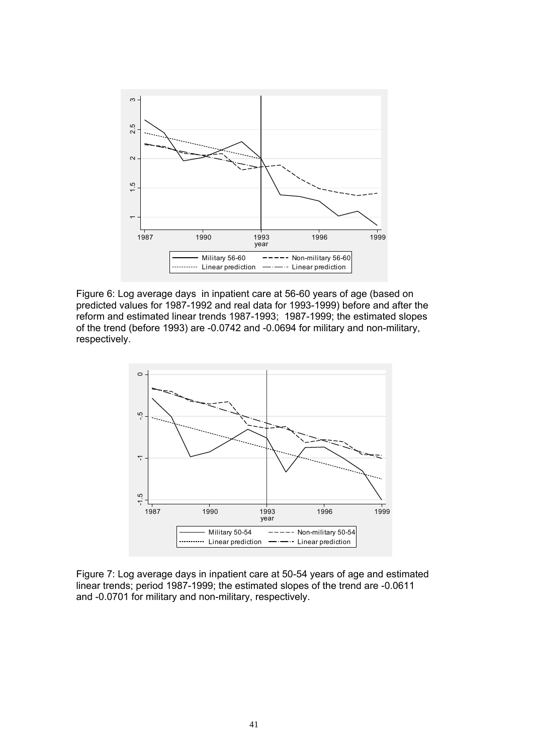Figure 6: Log average days in inpatient care at 56-60 years of age (based on predicted values for 1987-1992 and real data for 1993-1999) before and after the reform and estimated linear trends 1987-1993; 1987-1999; the estimated slopes of the trend (before 1993) are -0.0742 and -0.0694 for military and non-military, respectively.

Figure 7: Log average days in inpatient care at 50-54 years of age and estimated linear trends; period 1987-1999; the estimated slopes of the trend are -0.0611 and -0.0701 for military and non-military, respectively.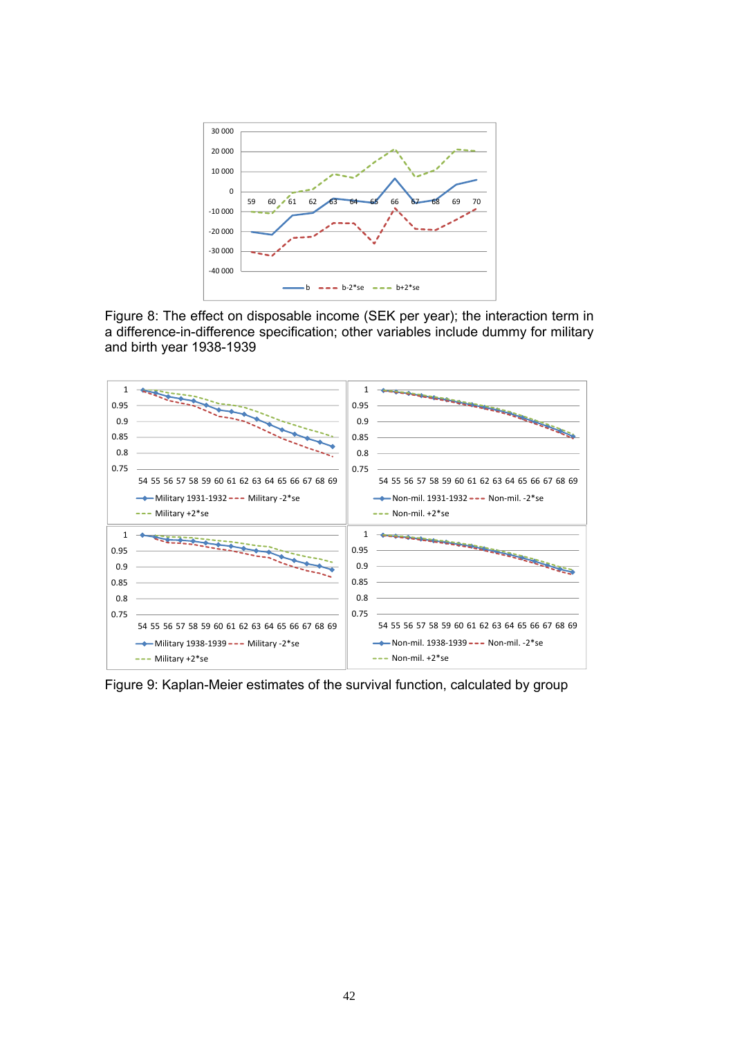30 000
20 000
10 000
0
-10 000
-20 000
-30 000
-40 000
59 60 61 62 63 64 65 66 67 68 69 70
b b-2*se b+2*se

Figure 8: The effect on disposable income (SEK per year); the interaction term in a difference-in-difference specification; other variables include dummy for military and birth year 1938-1939

1
0.95
0.9
0.85
0.8
0.75
54 55 56 57 58 59 60 61 62 63 64 65 66 67 68 69
Military 1931-1932 Military -2*se
Military +2*se

1
0.95
0.9
0.85
0.8
0.75
54 55 56 57 58 59 60 61 62 63 64 65 66 67 68 69
Non-mil. 1931-1932 Non-mil. -2*se
Non-mil. +2*se

1
0.95
0.9
0.85
0.8
0.75
54 55 56 57 58 59 60 61 62 63 64 65 66 67 68 69
Military 1938-1939 Military -2*se
Military +2*se

1
0.95
0.9
0.85
0.8
0.75
54 55 56 57 58 59 60 61 62 63 64 65 66 67 68 69
Non-mil. 1938-1939 Non-mil. -2*se
Non-mil. +2*se

Figure 9: Kaplan-Meier estimates of the survival function, calculated by group